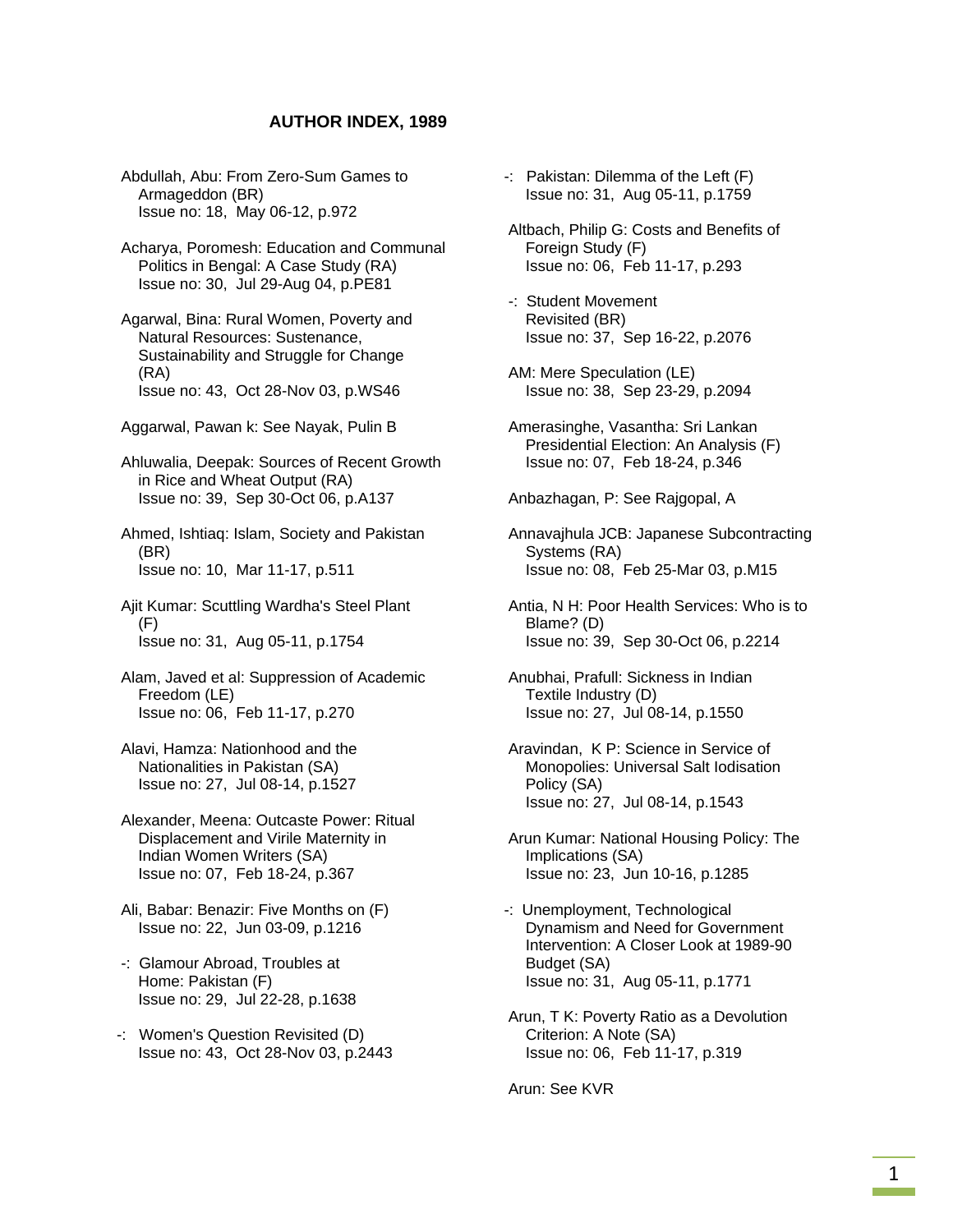## AUTHOR INDEX, 1989

Abdullah, Abu: From Zero-Sum Games to Armageddon (BR)
Issue no: 18, May 06-12, p.972

Acharya, Poromesh: Education and Communal Politics in Bengal: A Case Study (RA)
Issue no: 30, Jul 29-Aug 04, p.PE81

Agarwal, Bina: Rural Women, Poverty and Natural Resources: Sustenance, Sustainability and Struggle for Change (RA)
Issue no: 43, Oct 28-Nov 03, p.WS46

Aggarwal, Pawan k: See Nayak, Pulin B

Ahluwalia, Deepak: Sources of Recent Growth in Rice and Wheat Output (RA)
Issue no: 39, Sep 30-Oct 06, p.A137

Ahmed, Ishtiaq: Islam, Society and Pakistan (BR)
Issue no: 10, Mar 11-17, p.511

Ajit Kumar: Scuttling Wardha's Steel Plant (F)
Issue no: 31, Aug 05-11, p.1754

Alam, Javed et al: Suppression of Academic Freedom (LE)
Issue no: 06, Feb 11-17, p.270

Alavi, Hamza: Nationhood and the Nationalities in Pakistan (SA)
Issue no: 27, Jul 08-14, p.1527

Alexander, Meena: Outcaste Power: Ritual Displacement and Virile Maternity in Indian Women Writers (SA)
Issue no: 07, Feb 18-24, p.367

Ali, Babar: Benazir: Five Months on (F)
Issue no: 22, Jun 03-09, p.1216

-: Glamour Abroad, Troubles at Home: Pakistan (F)
Issue no: 29, Jul 22-28, p.1638

-: Women's Question Revisited (D)
Issue no: 43, Oct 28-Nov 03, p.2443

-: Pakistan: Dilemma of the Left (F)
Issue no: 31, Aug 05-11, p.1759

Altbach, Philip G: Costs and Benefits of Foreign Study (F)
Issue no: 06, Feb 11-17, p.293

-: Student Movement Revisited (BR)
Issue no: 37, Sep 16-22, p.2076

AM: Mere Speculation (LE)
Issue no: 38, Sep 23-29, p.2094

Amerasinghe, Vasantha: Sri Lankan Presidential Election: An Analysis (F)
Issue no: 07, Feb 18-24, p.346

Anbazhagan, P: See Rajgopal, A

Annavajhula JCB: Japanese Subcontracting Systems (RA)
Issue no: 08, Feb 25-Mar 03, p.M15

Antia, N H: Poor Health Services: Who is to Blame? (D)
Issue no: 39, Sep 30-Oct 06, p.2214

Anubhai, Prafull: Sickness in Indian Textile Industry (D)
Issue no: 27, Jul 08-14, p.1550

Aravindan, K P: Science in Service of Monopolies: Universal Salt Iodisation Policy (SA)
Issue no: 27, Jul 08-14, p.1543

Arun Kumar: National Housing Policy: The Implications (SA)
Issue no: 23, Jun 10-16, p.1285

-: Unemployment, Technological Dynamism and Need for Government Intervention: A Closer Look at 1989-90 Budget (SA)
Issue no: 31, Aug 05-11, p.1771

Arun, T K: Poverty Ratio as a Devolution Criterion: A Note (SA)
Issue no: 06, Feb 11-17, p.319

Arun: See KVR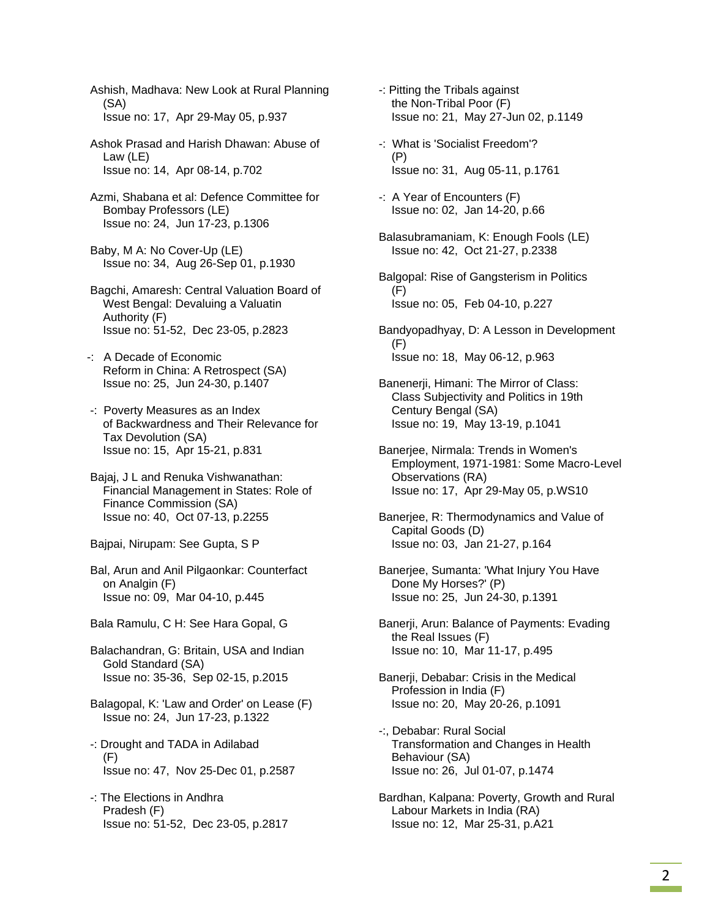Ashish, Madhava: New Look at Rural Planning (SA)
Issue no: 17, Apr 29-May 05, p.937

Ashok Prasad and Harish Dhawan: Abuse of Law (LE)
Issue no: 14, Apr 08-14, p.702

Azmi, Shabana et al: Defence Committee for Bombay Professors (LE)
Issue no: 24, Jun 17-23, p.1306

Baby, M A: No Cover-Up (LE)
Issue no: 34, Aug 26-Sep 01, p.1930

Bagchi, Amaresh: Central Valuation Board of West Bengal: Devaluing a Valuatin Authority (F)
Issue no: 51-52, Dec 23-05, p.2823

-: A Decade of Economic Reform in China: A Retrospect (SA)
Issue no: 25, Jun 24-30, p.1407

-: Poverty Measures as an Index of Backwardness and Their Relevance for Tax Devolution (SA)
Issue no: 15, Apr 15-21, p.831

Bajaj, J L and Renuka Vishwanathan: Financial Management in States: Role of Finance Commission (SA)
Issue no: 40, Oct 07-13, p.2255

Bajpai, Nirupam: See Gupta, S P

Bal, Arun and Anil Pilgaonkar: Counterfact on Analgin (F)
Issue no: 09, Mar 04-10, p.445

Bala Ramulu, C H: See Hara Gopal, G

Balachandran, G: Britain, USA and Indian Gold Standard (SA)
Issue no: 35-36, Sep 02-15, p.2015

Balagopal, K: 'Law and Order' on Lease (F)
Issue no: 24, Jun 17-23, p.1322

-: Drought and TADA in Adilabad (F)
Issue no: 47, Nov 25-Dec 01, p.2587

-: The Elections in Andhra Pradesh (F)
Issue no: 51-52, Dec 23-05, p.2817

-: Pitting the Tribals against the Non-Tribal Poor (F)
Issue no: 21, May 27-Jun 02, p.1149

-: What is 'Socialist Freedom'? (P)
Issue no: 31, Aug 05-11, p.1761

-: A Year of Encounters (F)
Issue no: 02, Jan 14-20, p.66

Balasubramaniam, K: Enough Fools (LE)
Issue no: 42, Oct 21-27, p.2338

Balgopal: Rise of Gangsterism in Politics (F)
Issue no: 05, Feb 04-10, p.227

Bandyopadhyay, D: A Lesson in Development (F)
Issue no: 18, May 06-12, p.963

Banenerji, Himani: The Mirror of Class: Class Subjectivity and Politics in 19th Century Bengal (SA)
Issue no: 19, May 13-19, p.1041

Banerjee, Nirmala: Trends in Women's Employment, 1971-1981: Some Macro-Level Observations (RA)
Issue no: 17, Apr 29-May 05, p.WS10

Banerjee, R: Thermodynamics and Value of Capital Goods (D)
Issue no: 03, Jan 21-27, p.164

Banerjee, Sumanta: 'What Injury You Have Done My Horses?' (P)
Issue no: 25, Jun 24-30, p.1391

Banerji, Arun: Balance of Payments: Evading the Real Issues (F)
Issue no: 10, Mar 11-17, p.495

Banerji, Debabar: Crisis in the Medical Profession in India (F)
Issue no: 20, May 20-26, p.1091

-:, Debabar: Rural Social Transformation and Changes in Health Behaviour (SA)
Issue no: 26, Jul 01-07, p.1474

Bardhan, Kalpana: Poverty, Growth and Rural Labour Markets in India (RA)
Issue no: 12, Mar 25-31, p.A21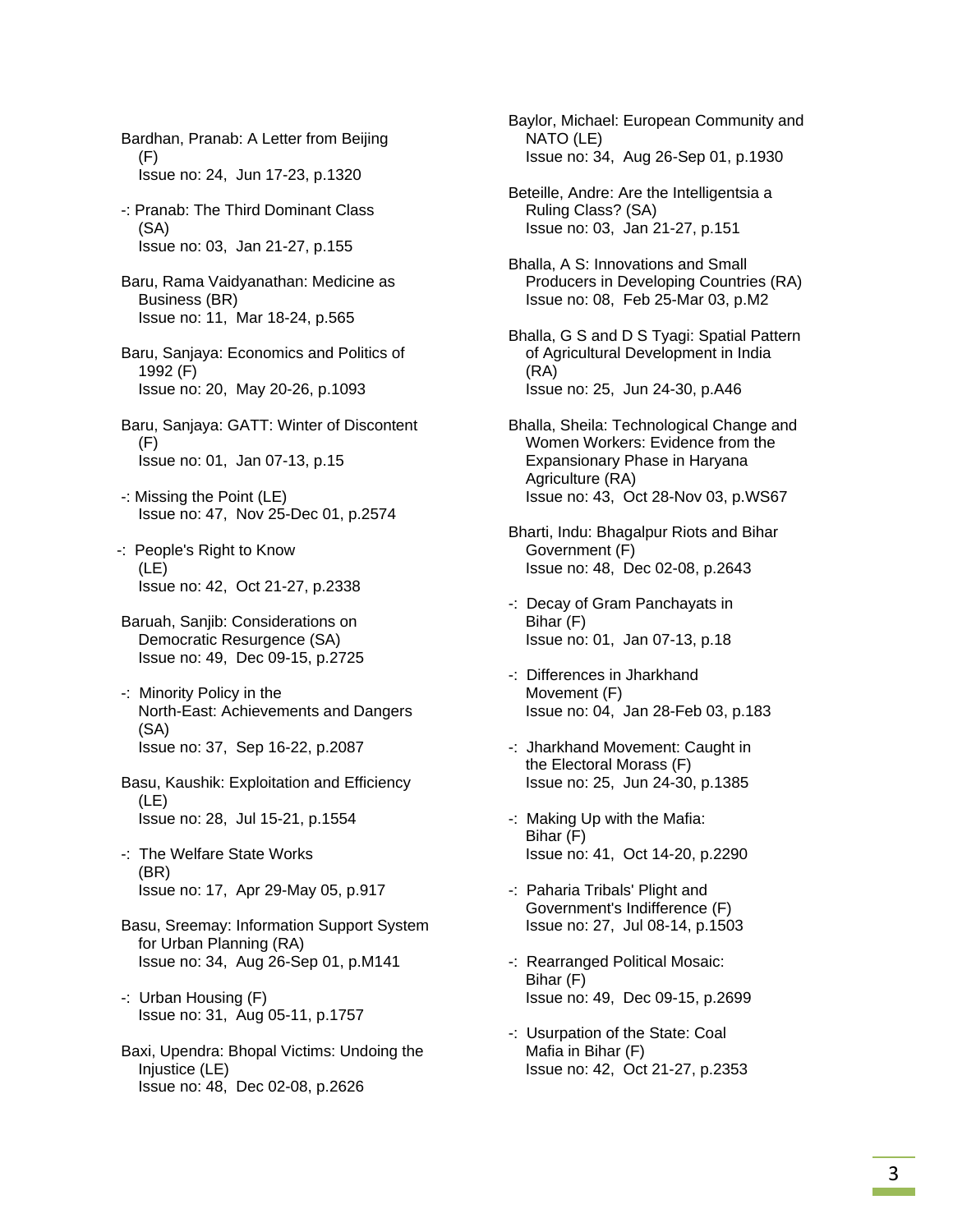Bardhan, Pranab: A Letter from Beijing (F)
Issue no: 24, Jun 17-23, p.1320

-: Pranab: The Third Dominant Class (SA)
Issue no: 03, Jan 21-27, p.155

Baru, Rama Vaidyanathan: Medicine as Business (BR)
Issue no: 11, Mar 18-24, p.565

Baru, Sanjaya: Economics and Politics of 1992 (F)
Issue no: 20, May 20-26, p.1093

Baru, Sanjaya: GATT: Winter of Discontent (F)
Issue no: 01, Jan 07-13, p.15

-: Missing the Point (LE)
Issue no: 47, Nov 25-Dec 01, p.2574

-: People's Right to Know (LE)
Issue no: 42, Oct 21-27, p.2338

Baruah, Sanjib: Considerations on Democratic Resurgence (SA)
Issue no: 49, Dec 09-15, p.2725

-: Minority Policy in the North-East: Achievements and Dangers (SA)
Issue no: 37, Sep 16-22, p.2087

Basu, Kaushik: Exploitation and Efficiency (LE)
Issue no: 28, Jul 15-21, p.1554

-: The Welfare State Works (BR)
Issue no: 17, Apr 29-May 05, p.917

Basu, Sreemay: Information Support System for Urban Planning (RA)
Issue no: 34, Aug 26-Sep 01, p.M141

-: Urban Housing (F)
Issue no: 31, Aug 05-11, p.1757

Baxi, Upendra: Bhopal Victims: Undoing the Injustice (LE)
Issue no: 48, Dec 02-08, p.2626

Baylor, Michael: European Community and NATO (LE)
Issue no: 34, Aug 26-Sep 01, p.1930

Beteille, Andre: Are the Intelligentsia a Ruling Class? (SA)
Issue no: 03, Jan 21-27, p.151

Bhalla, A S: Innovations and Small Producers in Developing Countries (RA)
Issue no: 08, Feb 25-Mar 03, p.M2

Bhalla, G S and D S Tyagi: Spatial Pattern of Agricultural Development in India (RA)
Issue no: 25, Jun 24-30, p.A46

Bhalla, Sheila: Technological Change and Women Workers: Evidence from the Expansionary Phase in Haryana Agriculture (RA)
Issue no: 43, Oct 28-Nov 03, p.WS67

Bharti, Indu: Bhagalpur Riots and Bihar Government (F)
Issue no: 48, Dec 02-08, p.2643

-: Decay of Gram Panchayats in Bihar (F)
Issue no: 01, Jan 07-13, p.18

-: Differences in Jharkhand Movement (F)
Issue no: 04, Jan 28-Feb 03, p.183

-: Jharkhand Movement: Caught in the Electoral Morass (F)
Issue no: 25, Jun 24-30, p.1385

-: Making Up with the Mafia: Bihar (F)
Issue no: 41, Oct 14-20, p.2290

-: Paharia Tribals' Plight and Government's Indifference (F)
Issue no: 27, Jul 08-14, p.1503

-: Rearranged Political Mosaic: Bihar (F)
Issue no: 49, Dec 09-15, p.2699

-: Usurpation of the State: Coal Mafia in Bihar (F)
Issue no: 42, Oct 21-27, p.2353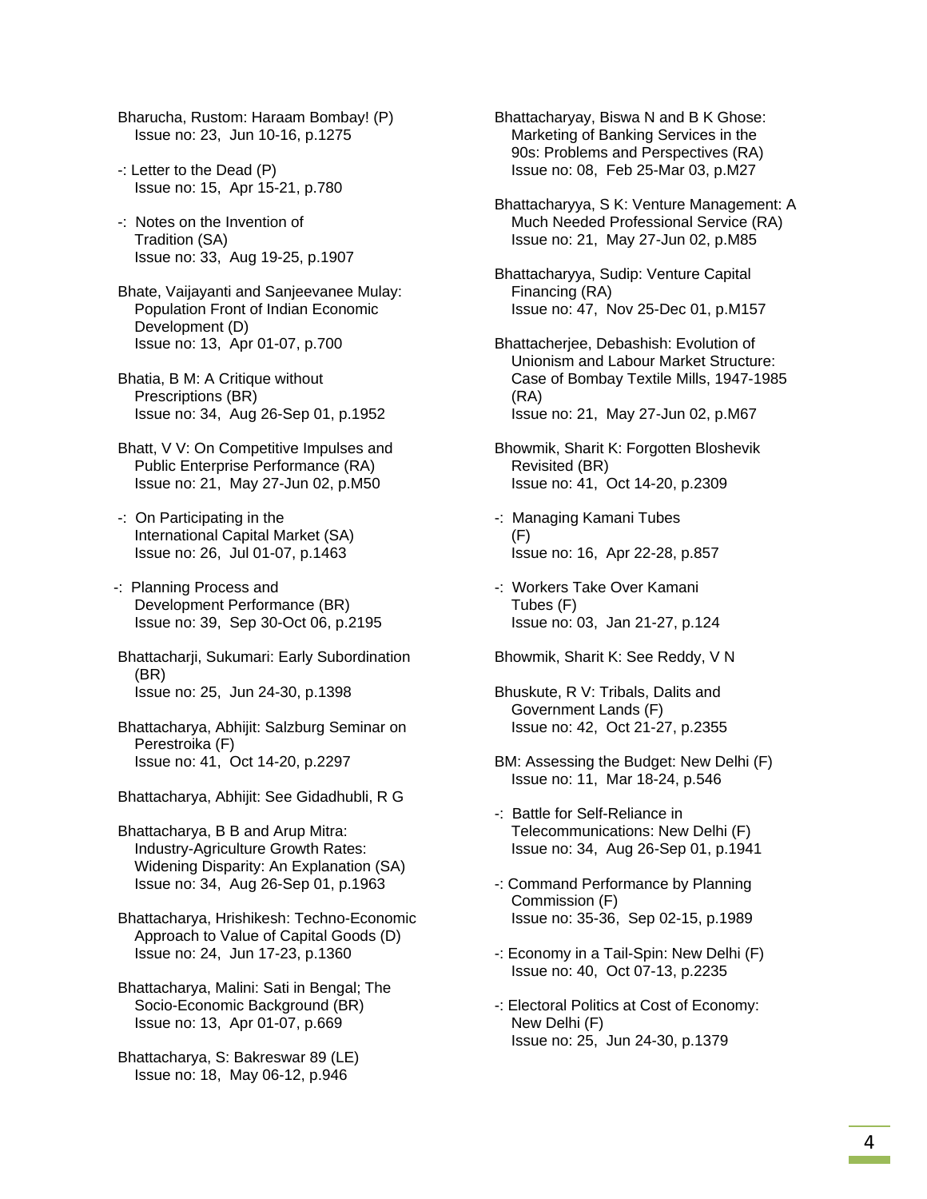Bharucha, Rustom: Haraam Bombay! (P)
Issue no: 23, Jun 10-16, p.1275

-: Letter to the Dead (P)
Issue no: 15, Apr 15-21, p.780

-: Notes on the Invention of Tradition (SA)
Issue no: 33, Aug 19-25, p.1907

Bhate, Vaijayanti and Sanjeevanee Mulay: Population Front of Indian Economic Development (D)
Issue no: 13, Apr 01-07, p.700

Bhatia, B M: A Critique without Prescriptions (BR)
Issue no: 34, Aug 26-Sep 01, p.1952

Bhatt, V V: On Competitive Impulses and Public Enterprise Performance (RA)
Issue no: 21, May 27-Jun 02, p.M50

-: On Participating in the International Capital Market (SA)
Issue no: 26, Jul 01-07, p.1463

-: Planning Process and Development Performance (BR)
Issue no: 39, Sep 30-Oct 06, p.2195

Bhattacharji, Sukumari: Early Subordination (BR)
Issue no: 25, Jun 24-30, p.1398

Bhattacharya, Abhijit: Salzburg Seminar on Perestroika (F)
Issue no: 41, Oct 14-20, p.2297

Bhattacharya, Abhijit: See Gidadhubli, R G

Bhattacharya, B B and Arup Mitra: Industry-Agriculture Growth Rates: Widening Disparity: An Explanation (SA)
Issue no: 34, Aug 26-Sep 01, p.1963

Bhattacharya, Hrishikesh: Techno-Economic Approach to Value of Capital Goods (D)
Issue no: 24, Jun 17-23, p.1360

Bhattacharya, Malini: Sati in Bengal; The Socio-Economic Background (BR)
Issue no: 13, Apr 01-07, p.669

Bhattacharya, S: Bakreswar 89 (LE)
Issue no: 18, May 06-12, p.946

Bhattacharyay, Biswa N and B K Ghose: Marketing of Banking Services in the 90s: Problems and Perspectives (RA)
Issue no: 08, Feb 25-Mar 03, p.M27

Bhattacharyya, S K: Venture Management: A Much Needed Professional Service (RA)
Issue no: 21, May 27-Jun 02, p.M85

Bhattacharyya, Sudip: Venture Capital Financing (RA)
Issue no: 47, Nov 25-Dec 01, p.M157

Bhattacherjee, Debashish: Evolution of Unionism and Labour Market Structure: Case of Bombay Textile Mills, 1947-1985 (RA)
Issue no: 21, May 27-Jun 02, p.M67

Bhowmik, Sharit K: Forgotten Bloshevik Revisited (BR)
Issue no: 41, Oct 14-20, p.2309

-: Managing Kamani Tubes (F)
Issue no: 16, Apr 22-28, p.857

-: Workers Take Over Kamani Tubes (F)
Issue no: 03, Jan 21-27, p.124

Bhowmik, Sharit K: See Reddy, V N

Bhuskute, R V: Tribals, Dalits and Government Lands (F)
Issue no: 42, Oct 21-27, p.2355

BM: Assessing the Budget: New Delhi (F)
Issue no: 11, Mar 18-24, p.546

-: Battle for Self-Reliance in Telecommunications: New Delhi (F)
Issue no: 34, Aug 26-Sep 01, p.1941

-: Command Performance by Planning Commission (F)
Issue no: 35-36, Sep 02-15, p.1989

-: Economy in a Tail-Spin: New Delhi (F)
Issue no: 40, Oct 07-13, p.2235

-: Electoral Politics at Cost of Economy: New Delhi (F)
Issue no: 25, Jun 24-30, p.1379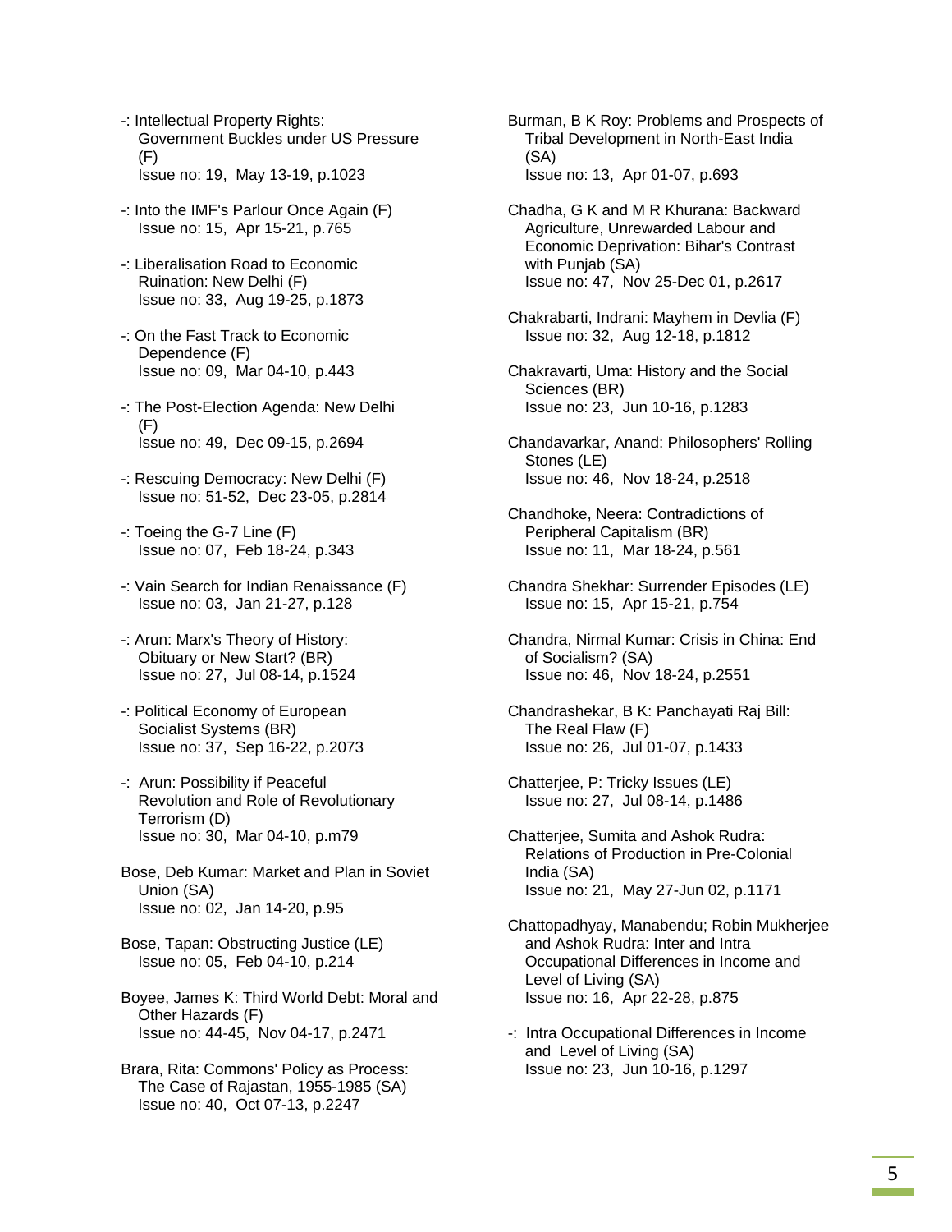-: Intellectual Property Rights: Government Buckles under US Pressure (F)
Issue no: 19, May 13-19, p.1023

-: Into the IMF's Parlour Once Again (F)
Issue no: 15, Apr 15-21, p.765

-: Liberalisation Road to Economic Ruination: New Delhi (F)
Issue no: 33, Aug 19-25, p.1873

-: On the Fast Track to Economic Dependence (F)
Issue no: 09, Mar 04-10, p.443

-: The Post-Election Agenda: New Delhi (F)
Issue no: 49, Dec 09-15, p.2694

-: Rescuing Democracy: New Delhi (F)
Issue no: 51-52, Dec 23-05, p.2814

-: Toeing the G-7 Line (F)
Issue no: 07, Feb 18-24, p.343

-: Vain Search for Indian Renaissance (F)
Issue no: 03, Jan 21-27, p.128

-: Arun: Marx's Theory of History: Obituary or New Start? (BR)
Issue no: 27, Jul 08-14, p.1524

-: Political Economy of European Socialist Systems (BR)
Issue no: 37, Sep 16-22, p.2073

-: Arun: Possibility if Peaceful Revolution and Role of Revolutionary Terrorism (D)
Issue no: 30, Mar 04-10, p.m79

Bose, Deb Kumar: Market and Plan in Soviet Union (SA)
Issue no: 02, Jan 14-20, p.95

Bose, Tapan: Obstructing Justice (LE)
Issue no: 05, Feb 04-10, p.214

Boyee, James K: Third World Debt: Moral and Other Hazards (F)
Issue no: 44-45, Nov 04-17, p.2471

Brara, Rita: Commons' Policy as Process: The Case of Rajastan, 1955-1985 (SA)
Issue no: 40, Oct 07-13, p.2247

Burman, B K Roy: Problems and Prospects of Tribal Development in North-East India (SA)
Issue no: 13, Apr 01-07, p.693

Chadha, G K and M R Khurana: Backward Agriculture, Unrewarded Labour and Economic Deprivation: Bihar's Contrast with Punjab (SA)
Issue no: 47, Nov 25-Dec 01, p.2617

Chakrabarti, Indrani: Mayhem in Devlia (F)
Issue no: 32, Aug 12-18, p.1812

Chakravarti, Uma: History and the Social Sciences (BR)
Issue no: 23, Jun 10-16, p.1283

Chandavarkar, Anand: Philosophers' Rolling Stones (LE)
Issue no: 46, Nov 18-24, p.2518

Chandhoke, Neera: Contradictions of Peripheral Capitalism (BR)
Issue no: 11, Mar 18-24, p.561

Chandra Shekhar: Surrender Episodes (LE)
Issue no: 15, Apr 15-21, p.754

Chandra, Nirmal Kumar: Crisis in China: End of Socialism? (SA)
Issue no: 46, Nov 18-24, p.2551

Chandrashekar, B K: Panchayati Raj Bill: The Real Flaw (F)
Issue no: 26, Jul 01-07, p.1433

Chatterjee, P: Tricky Issues (LE)
Issue no: 27, Jul 08-14, p.1486

Chatterjee, Sumita and Ashok Rudra: Relations of Production in Pre-Colonial India (SA)
Issue no: 21, May 27-Jun 02, p.1171

Chattopadhyay, Manabendu; Robin Mukherjee and Ashok Rudra: Inter and Intra Occupational Differences in Income and Level of Living (SA)
Issue no: 16, Apr 22-28, p.875

-: Intra Occupational Differences in Income and Level of Living (SA)
Issue no: 23, Jun 10-16, p.1297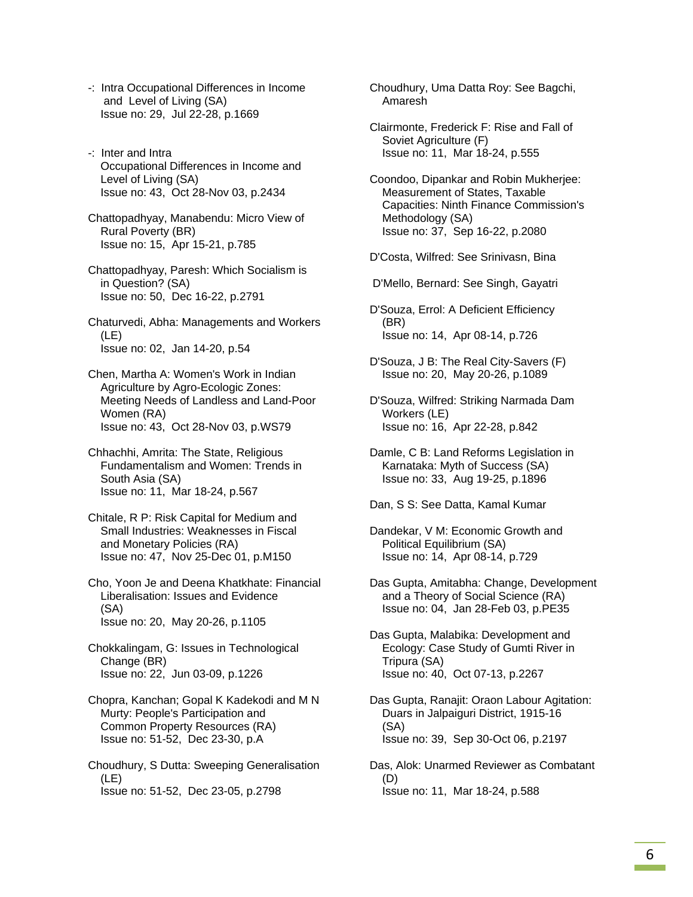-: Intra Occupational Differences in Income and Level of Living (SA)
Issue no: 29, Jul 22-28, p.1669

-: Inter and Intra Occupational Differences in Income and Level of Living (SA)
Issue no: 43, Oct 28-Nov 03, p.2434

Chattopadhyay, Manabendu: Micro View of Rural Poverty (BR)
Issue no: 15, Apr 15-21, p.785

Chattopadhyay, Paresh: Which Socialism is in Question? (SA)
Issue no: 50, Dec 16-22, p.2791

Chaturvedi, Abha: Managements and Workers (LE)
Issue no: 02, Jan 14-20, p.54

Chen, Martha A: Women's Work in Indian Agriculture by Agro-Ecologic Zones: Meeting Needs of Landless and Land-Poor Women (RA)
Issue no: 43, Oct 28-Nov 03, p.WS79

Chhachhi, Amrita: The State, Religious Fundamentalism and Women: Trends in South Asia (SA)
Issue no: 11, Mar 18-24, p.567

Chitale, R P: Risk Capital for Medium and Small Industries: Weaknesses in Fiscal and Monetary Policies (RA)
Issue no: 47, Nov 25-Dec 01, p.M150

Cho, Yoon Je and Deena Khatkhate: Financial Liberalisation: Issues and Evidence (SA)
Issue no: 20, May 20-26, p.1105

Chokkalingam, G: Issues in Technological Change (BR)
Issue no: 22, Jun 03-09, p.1226

Chopra, Kanchan; Gopal K Kadekodi and M N Murty: People's Participation and Common Property Resources (RA)
Issue no: 51-52, Dec 23-30, p.A

Choudhury, S Dutta: Sweeping Generalisation (LE)
Issue no: 51-52, Dec 23-05, p.2798

Choudhury, Uma Datta Roy: See Bagchi, Amaresh

Clairmonte, Frederick F: Rise and Fall of Soviet Agriculture (F)
Issue no: 11, Mar 18-24, p.555

Coondoo, Dipankar and Robin Mukherjee: Measurement of States, Taxable Capacities: Ninth Finance Commission's Methodology (SA)
Issue no: 37, Sep 16-22, p.2080

D'Costa, Wilfred: See Srinivasn, Bina

D'Mello, Bernard: See Singh, Gayatri

D'Souza, Errol: A Deficient Efficiency (BR)
Issue no: 14, Apr 08-14, p.726

D'Souza, J B: The Real City-Savers (F)
Issue no: 20, May 20-26, p.1089

D'Souza, Wilfred: Striking Narmada Dam Workers (LE)
Issue no: 16, Apr 22-28, p.842

Damle, C B: Land Reforms Legislation in Karnataka: Myth of Success (SA)
Issue no: 33, Aug 19-25, p.1896

Dan, S S: See Datta, Kamal Kumar

Dandekar, V M: Economic Growth and Political Equilibrium (SA)
Issue no: 14, Apr 08-14, p.729

Das Gupta, Amitabha: Change, Development and a Theory of Social Science (RA)
Issue no: 04, Jan 28-Feb 03, p.PE35

Das Gupta, Malabika: Development and Ecology: Case Study of Gumti River in Tripura (SA)
Issue no: 40, Oct 07-13, p.2267

Das Gupta, Ranajit: Oraon Labour Agitation: Duars in Jalpaiguri District, 1915-16 (SA)
Issue no: 39, Sep 30-Oct 06, p.2197

Das, Alok: Unarmed Reviewer as Combatant (D)
Issue no: 11, Mar 18-24, p.588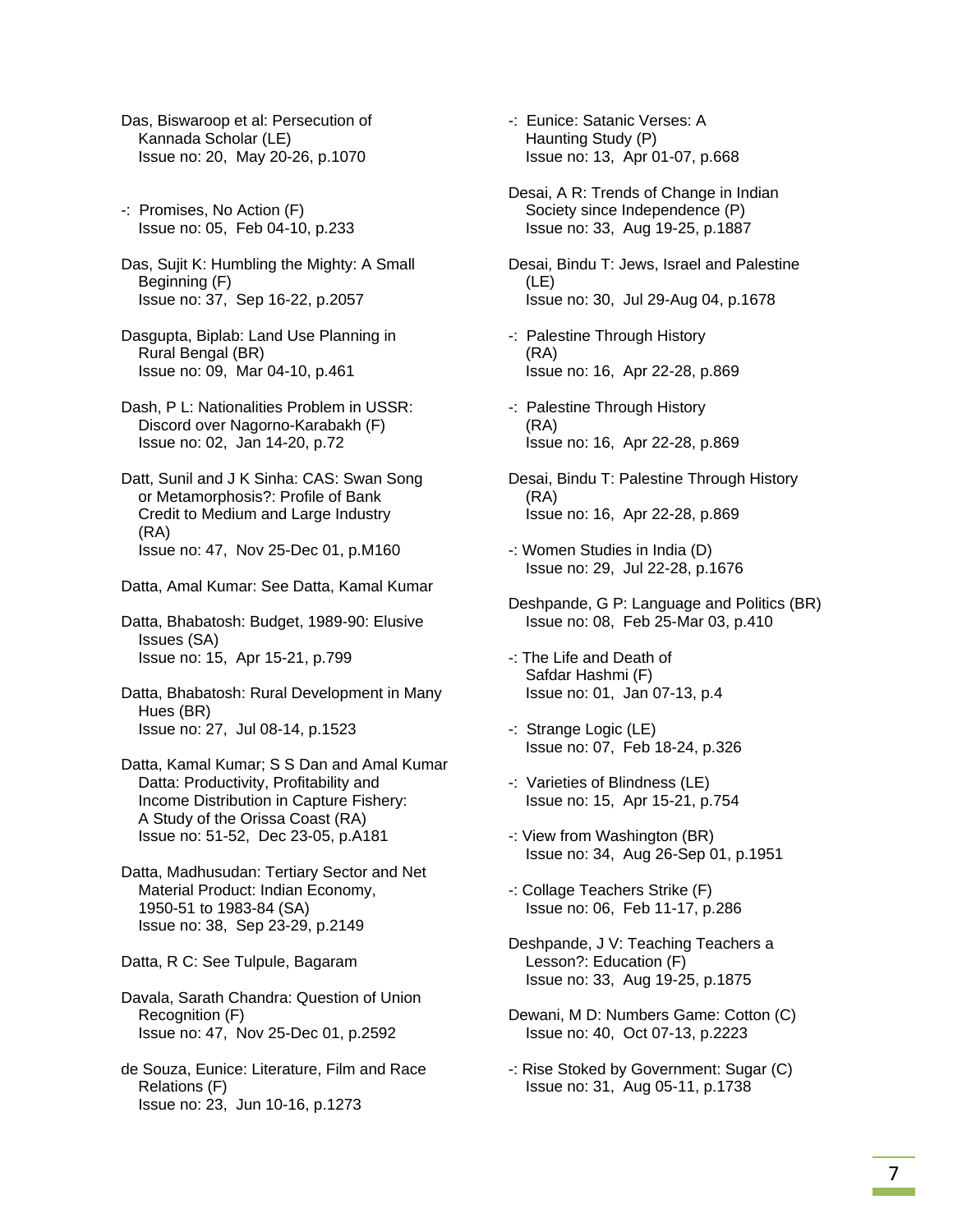Das, Biswaroop et al: Persecution of Kannada Scholar (LE)
Issue no: 20, May 20-26, p.1070

-: Promises, No Action (F)
Issue no: 05, Feb 04-10, p.233

Das, Sujit K: Humbling the Mighty: A Small Beginning (F)
Issue no: 37, Sep 16-22, p.2057

Dasgupta, Biplab: Land Use Planning in Rural Bengal (BR)
Issue no: 09, Mar 04-10, p.461

Dash, P L: Nationalities Problem in USSR: Discord over Nagorno-Karabakh (F)
Issue no: 02, Jan 14-20, p.72

Datt, Sunil and J K Sinha: CAS: Swan Song or Metamorphosis?: Profile of Bank Credit to Medium and Large Industry (RA)
Issue no: 47, Nov 25-Dec 01, p.M160

Datta, Amal Kumar: See Datta, Kamal Kumar

Datta, Bhabatosh: Budget, 1989-90: Elusive Issues (SA)
Issue no: 15, Apr 15-21, p.799

Datta, Bhabatosh: Rural Development in Many Hues (BR)
Issue no: 27, Jul 08-14, p.1523

Datta, Kamal Kumar; S S Dan and Amal Kumar Datta: Productivity, Profitability and Income Distribution in Capture Fishery: A Study of the Orissa Coast (RA)
Issue no: 51-52, Dec 23-05, p.A181

Datta, Madhusudan: Tertiary Sector and Net Material Product: Indian Economy, 1950-51 to 1983-84 (SA)
Issue no: 38, Sep 23-29, p.2149

Datta, R C: See Tulpule, Bagaram

Davala, Sarath Chandra: Question of Union Recognition (F)
Issue no: 47, Nov 25-Dec 01, p.2592

de Souza, Eunice: Literature, Film and Race Relations (F)
Issue no: 23, Jun 10-16, p.1273

-: Eunice: Satanic Verses: A Haunting Study (P)
Issue no: 13, Apr 01-07, p.668

Desai, A R: Trends of Change in Indian Society since Independence (P)
Issue no: 33, Aug 19-25, p.1887

Desai, Bindu T: Jews, Israel and Palestine (LE)
Issue no: 30, Jul 29-Aug 04, p.1678

-: Palestine Through History (RA)
Issue no: 16, Apr 22-28, p.869

-: Palestine Through History (RA)
Issue no: 16, Apr 22-28, p.869

Desai, Bindu T: Palestine Through History (RA)
Issue no: 16, Apr 22-28, p.869

-: Women Studies in India (D)
Issue no: 29, Jul 22-28, p.1676

Deshpande, G P: Language and Politics (BR)
Issue no: 08, Feb 25-Mar 03, p.410

-: The Life and Death of Safdar Hashmi (F)
Issue no: 01, Jan 07-13, p.4

-: Strange Logic (LE)
Issue no: 07, Feb 18-24, p.326

-: Varieties of Blindness (LE)
Issue no: 15, Apr 15-21, p.754

-: View from Washington (BR)
Issue no: 34, Aug 26-Sep 01, p.1951

-: Collage Teachers Strike (F)
Issue no: 06, Feb 11-17, p.286

Deshpande, J V: Teaching Teachers a Lesson?: Education (F)
Issue no: 33, Aug 19-25, p.1875

Dewani, M D: Numbers Game: Cotton (C)
Issue no: 40, Oct 07-13, p.2223

-: Rise Stoked by Government: Sugar (C)
Issue no: 31, Aug 05-11, p.1738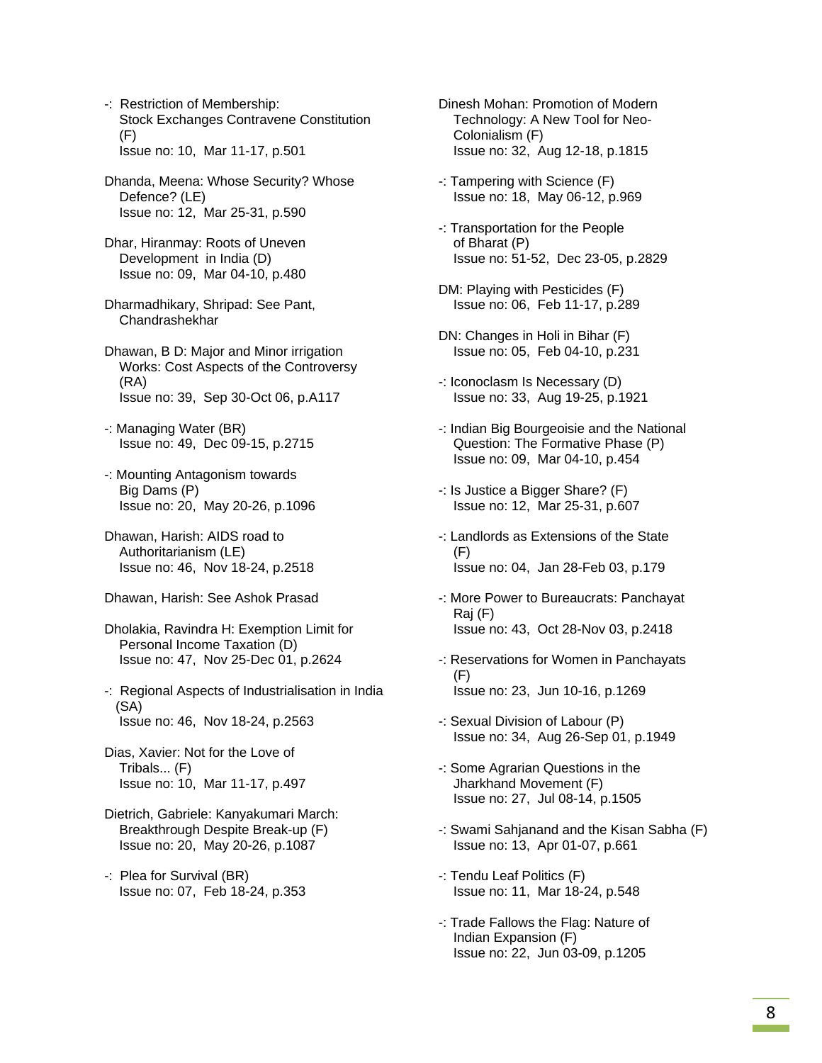-: Restriction of Membership: Stock Exchanges Contravene Constitution (F)
Issue no: 10, Mar 11-17, p.501

Dhanda, Meena: Whose Security? Whose Defence? (LE)
Issue no: 12, Mar 25-31, p.590

Dhar, Hiranmay: Roots of Uneven Development in India (D)
Issue no: 09, Mar 04-10, p.480

Dharmadhikary, Shripad: See Pant, Chandrashekhar

Dhawan, B D: Major and Minor irrigation Works: Cost Aspects of the Controversy (RA)
Issue no: 39, Sep 30-Oct 06, p.A117

-: Managing Water (BR)
Issue no: 49, Dec 09-15, p.2715

-: Mounting Antagonism towards Big Dams (P)
Issue no: 20, May 20-26, p.1096

Dhawan, Harish: AIDS road to Authoritarianism (LE)
Issue no: 46, Nov 18-24, p.2518

Dhawan, Harish: See Ashok Prasad

Dholakia, Ravindra H: Exemption Limit for Personal Income Taxation (D)
Issue no: 47, Nov 25-Dec 01, p.2624

-: Regional Aspects of Industrialisation in India (SA)
Issue no: 46, Nov 18-24, p.2563

Dias, Xavier: Not for the Love of Tribals... (F)
Issue no: 10, Mar 11-17, p.497

Dietrich, Gabriele: Kanyakumari March: Breakthrough Despite Break-up (F)
Issue no: 20, May 20-26, p.1087

-: Plea for Survival (BR)
Issue no: 07, Feb 18-24, p.353

Dinesh Mohan: Promotion of Modern Technology: A New Tool for Neo-Colonialism (F)
Issue no: 32, Aug 12-18, p.1815

-: Tampering with Science (F)
Issue no: 18, May 06-12, p.969

-: Transportation for the People of Bharat (P)
Issue no: 51-52, Dec 23-05, p.2829

DM: Playing with Pesticides (F)
Issue no: 06, Feb 11-17, p.289

DN: Changes in Holi in Bihar (F)
Issue no: 05, Feb 04-10, p.231

-: Iconoclasm Is Necessary (D)
Issue no: 33, Aug 19-25, p.1921

-: Indian Big Bourgeoisie and the National Question: The Formative Phase (P)
Issue no: 09, Mar 04-10, p.454

-: Is Justice a Bigger Share? (F)
Issue no: 12, Mar 25-31, p.607

-: Landlords as Extensions of the State (F)
Issue no: 04, Jan 28-Feb 03, p.179

-: More Power to Bureaucrats: Panchayat Raj (F)
Issue no: 43, Oct 28-Nov 03, p.2418

-: Reservations for Women in Panchayats (F)
Issue no: 23, Jun 10-16, p.1269

-: Sexual Division of Labour (P)
Issue no: 34, Aug 26-Sep 01, p.1949

-: Some Agrarian Questions in the Jharkhand Movement (F)
Issue no: 27, Jul 08-14, p.1505

-: Swami Sahjanand and the Kisan Sabha (F)
Issue no: 13, Apr 01-07, p.661

-: Tendu Leaf Politics (F)
Issue no: 11, Mar 18-24, p.548

-: Trade Fallows the Flag: Nature of Indian Expansion (F)
Issue no: 22, Jun 03-09, p.1205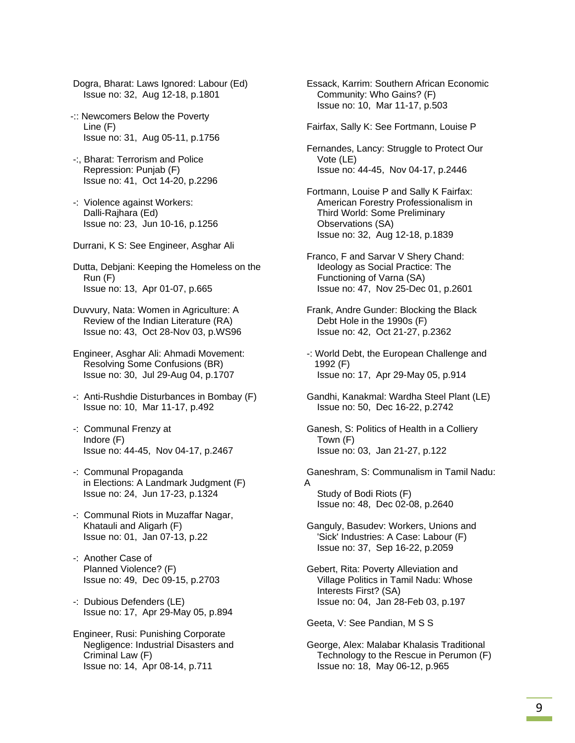Dogra, Bharat: Laws Ignored: Labour (Ed)
Issue no: 32, Aug 12-18, p.1801

-:: Newcomers Below the Poverty Line (F)
Issue no: 31, Aug 05-11, p.1756

-:, Bharat: Terrorism and Police Repression: Punjab (F)
Issue no: 41, Oct 14-20, p.2296

-: Violence against Workers: Dalli-Rajhara (Ed)
Issue no: 23, Jun 10-16, p.1256

Durrani, K S: See Engineer, Asghar Ali

Dutta, Debjani: Keeping the Homeless on the Run (F)
Issue no: 13, Apr 01-07, p.665

Duvvury, Nata: Women in Agriculture: A Review of the Indian Literature (RA)
Issue no: 43, Oct 28-Nov 03, p.WS96

Engineer, Asghar Ali: Ahmadi Movement: Resolving Some Confusions (BR)
Issue no: 30, Jul 29-Aug 04, p.1707

-: Anti-Rushdie Disturbances in Bombay (F)
Issue no: 10, Mar 11-17, p.492

-: Communal Frenzy at Indore (F)
Issue no: 44-45, Nov 04-17, p.2467

-: Communal Propaganda in Elections: A Landmark Judgment (F)
Issue no: 24, Jun 17-23, p.1324

-: Communal Riots in Muzaffar Nagar, Khatauli and Aligarh (F)
Issue no: 01, Jan 07-13, p.22

-: Another Case of Planned Violence? (F)
Issue no: 49, Dec 09-15, p.2703

-: Dubious Defenders (LE)
Issue no: 17, Apr 29-May 05, p.894

Engineer, Rusi: Punishing Corporate Negligence: Industrial Disasters and Criminal Law (F)
Issue no: 14, Apr 08-14, p.711

Essack, Karrim: Southern African Economic Community: Who Gains? (F)
Issue no: 10, Mar 11-17, p.503

Fairfax, Sally K: See Fortmann, Louise P

Fernandes, Lancy: Struggle to Protect Our Vote (LE)
Issue no: 44-45, Nov 04-17, p.2446

Fortmann, Louise P and Sally K Fairfax: American Forestry Professionalism in Third World: Some Preliminary Observations (SA)
Issue no: 32, Aug 12-18, p.1839

Franco, F and Sarvar V Shery Chand: Ideology as Social Practice: The Functioning of Varna (SA)
Issue no: 47, Nov 25-Dec 01, p.2601

Frank, Andre Gunder: Blocking the Black Debt Hole in the 1990s (F)
Issue no: 42, Oct 21-27, p.2362

-: World Debt, the European Challenge and 1992 (F)
Issue no: 17, Apr 29-May 05, p.914

Gandhi, Kanakmal: Wardha Steel Plant (LE)
Issue no: 50, Dec 16-22, p.2742

Ganesh, S: Politics of Health in a Colliery Town (F)
Issue no: 03, Jan 21-27, p.122

Ganeshram, S: Communalism in Tamil Nadu: A Study of Bodi Riots (F)
Issue no: 48, Dec 02-08, p.2640

Ganguly, Basudev: Workers, Unions and 'Sick' Industries: A Case: Labour (F)
Issue no: 37, Sep 16-22, p.2059

Gebert, Rita: Poverty Alleviation and Village Politics in Tamil Nadu: Whose Interests First? (SA)
Issue no: 04, Jan 28-Feb 03, p.197

Geeta, V: See Pandian, M S S

George, Alex: Malabar Khalasis Traditional Technology to the Rescue in Perumon (F)
Issue no: 18, May 06-12, p.965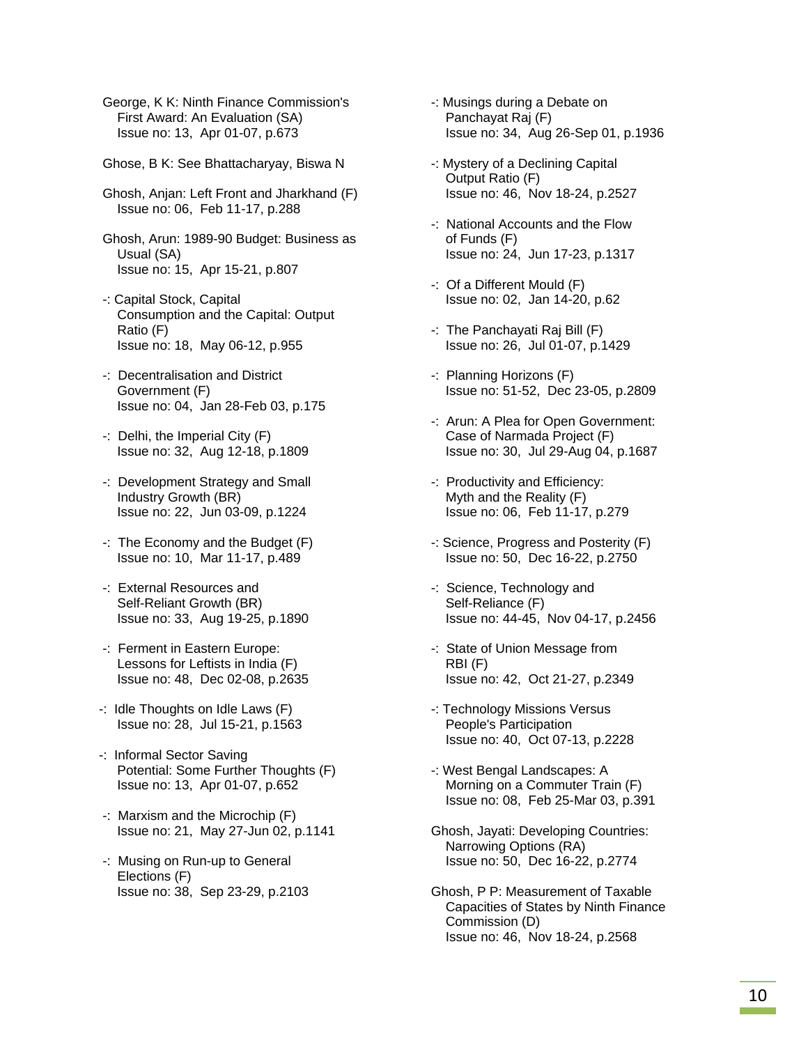George, K K: Ninth Finance Commission's First Award: An Evaluation (SA)
Issue no: 13, Apr 01-07, p.673

Ghose, B K: See Bhattacharyay, Biswa N

Ghosh, Anjan: Left Front and Jharkhand (F)
Issue no: 06, Feb 11-17, p.288

Ghosh, Arun: 1989-90 Budget: Business as Usual (SA)
Issue no: 15, Apr 15-21, p.807

-: Capital Stock, Capital Consumption and the Capital: Output Ratio (F)
Issue no: 18, May 06-12, p.955

-: Decentralisation and District Government (F)
Issue no: 04, Jan 28-Feb 03, p.175

-: Delhi, the Imperial City (F)
Issue no: 32, Aug 12-18, p.1809

-: Development Strategy and Small Industry Growth (BR)
Issue no: 22, Jun 03-09, p.1224

-: The Economy and the Budget (F)
Issue no: 10, Mar 11-17, p.489

-: External Resources and Self-Reliant Growth (BR)
Issue no: 33, Aug 19-25, p.1890

-: Ferment in Eastern Europe: Lessons for Leftists in India (F)
Issue no: 48, Dec 02-08, p.2635

-: Idle Thoughts on Idle Laws (F)
Issue no: 28, Jul 15-21, p.1563

-: Informal Sector Saving Potential: Some Further Thoughts (F)
Issue no: 13, Apr 01-07, p.652

-: Marxism and the Microchip (F)
Issue no: 21, May 27-Jun 02, p.1141

-: Musing on Run-up to General Elections (F)
Issue no: 38, Sep 23-29, p.2103

-: Musings during a Debate on Panchayat Raj (F)
Issue no: 34, Aug 26-Sep 01, p.1936

-: Mystery of a Declining Capital Output Ratio (F)
Issue no: 46, Nov 18-24, p.2527

-: National Accounts and the Flow of Funds (F)
Issue no: 24, Jun 17-23, p.1317

-: Of a Different Mould (F)
Issue no: 02, Jan 14-20, p.62

-: The Panchayati Raj Bill (F)
Issue no: 26, Jul 01-07, p.1429

-: Planning Horizons (F)
Issue no: 51-52, Dec 23-05, p.2809

-: Arun: A Plea for Open Government: Case of Narmada Project (F)
Issue no: 30, Jul 29-Aug 04, p.1687

-: Productivity and Efficiency: Myth and the Reality (F)
Issue no: 06, Feb 11-17, p.279

-: Science, Progress and Posterity (F)
Issue no: 50, Dec 16-22, p.2750

-: Science, Technology and Self-Reliance (F)
Issue no: 44-45, Nov 04-17, p.2456

-: State of Union Message from RBI (F)
Issue no: 42, Oct 21-27, p.2349

-: Technology Missions Versus People's Participation
Issue no: 40, Oct 07-13, p.2228

-: West Bengal Landscapes: A Morning on a Commuter Train (F)
Issue no: 08, Feb 25-Mar 03, p.391

Ghosh, Jayati: Developing Countries: Narrowing Options (RA)
Issue no: 50, Dec 16-22, p.2774

Ghosh, P P: Measurement of Taxable Capacities of States by Ninth Finance Commission (D)
Issue no: 46, Nov 18-24, p.2568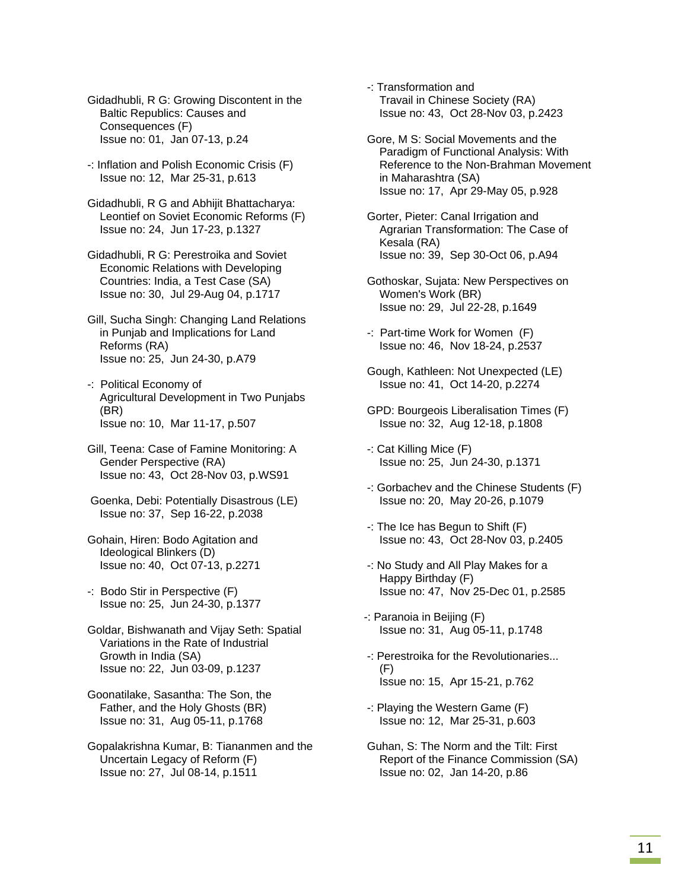Gidadhubli, R G: Growing Discontent in the Baltic Republics: Causes and Consequences (F)
Issue no: 01, Jan 07-13, p.24

-: Inflation and Polish Economic Crisis (F)
Issue no: 12, Mar 25-31, p.613

Gidadhubli, R G and Abhijit Bhattacharya: Leontief on Soviet Economic Reforms (F)
Issue no: 24, Jun 17-23, p.1327

Gidadhubli, R G: Perestroika and Soviet Economic Relations with Developing Countries: India, a Test Case (SA)
Issue no: 30, Jul 29-Aug 04, p.1717

Gill, Sucha Singh: Changing Land Relations in Punjab and Implications for Land Reforms (RA)
Issue no: 25, Jun 24-30, p.A79

-: Political Economy of Agricultural Development in Two Punjabs (BR)
Issue no: 10, Mar 11-17, p.507

Gill, Teena: Case of Famine Monitoring: A Gender Perspective (RA)
Issue no: 43, Oct 28-Nov 03, p.WS91

Goenka, Debi: Potentially Disastrous (LE)
Issue no: 37, Sep 16-22, p.2038

Gohain, Hiren: Bodo Agitation and Ideological Blinkers (D)
Issue no: 40, Oct 07-13, p.2271

-: Bodo Stir in Perspective (F)
Issue no: 25, Jun 24-30, p.1377

Goldar, Bishwanath and Vijay Seth: Spatial Variations in the Rate of Industrial Growth in India (SA)
Issue no: 22, Jun 03-09, p.1237

Goonatilake, Sasantha: The Son, the Father, and the Holy Ghosts (BR)
Issue no: 31, Aug 05-11, p.1768

Gopalakrishna Kumar, B: Tiananmen and the Uncertain Legacy of Reform (F)
Issue no: 27, Jul 08-14, p.1511

-: Transformation and Travail in Chinese Society (RA)
Issue no: 43, Oct 28-Nov 03, p.2423

Gore, M S: Social Movements and the Paradigm of Functional Analysis: With Reference to the Non-Brahman Movement in Maharashtra (SA)
Issue no: 17, Apr 29-May 05, p.928

Gorter, Pieter: Canal Irrigation and Agrarian Transformation: The Case of Kesala (RA)
Issue no: 39, Sep 30-Oct 06, p.A94

Gothoskar, Sujata: New Perspectives on Women's Work (BR)
Issue no: 29, Jul 22-28, p.1649

-: Part-time Work for Women (F)
Issue no: 46, Nov 18-24, p.2537

Gough, Kathleen: Not Unexpected (LE)
Issue no: 41, Oct 14-20, p.2274

GPD: Bourgeois Liberalisation Times (F)
Issue no: 32, Aug 12-18, p.1808

-: Cat Killing Mice (F)
Issue no: 25, Jun 24-30, p.1371

-: Gorbachev and the Chinese Students (F)
Issue no: 20, May 20-26, p.1079

-: The Ice has Begun to Shift (F)
Issue no: 43, Oct 28-Nov 03, p.2405

-: No Study and All Play Makes for a Happy Birthday (F)
Issue no: 47, Nov 25-Dec 01, p.2585

-: Paranoia in Beijing (F)
Issue no: 31, Aug 05-11, p.1748

-: Perestroika for the Revolutionaries... (F)
Issue no: 15, Apr 15-21, p.762

-: Playing the Western Game (F)
Issue no: 12, Mar 25-31, p.603

Guhan, S: The Norm and the Tilt: First Report of the Finance Commission (SA)
Issue no: 02, Jan 14-20, p.86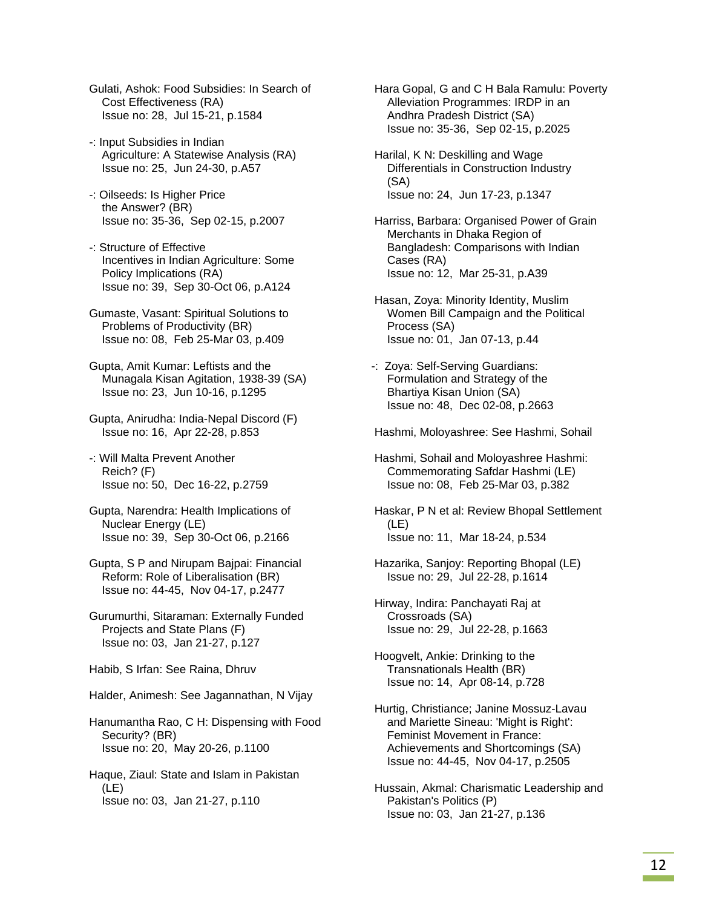Gulati, Ashok: Food Subsidies: In Search of Cost Effectiveness (RA)
Issue no: 28, Jul 15-21, p.1584

-: Input Subsidies in Indian Agriculture: A Statewise Analysis (RA)
Issue no: 25, Jun 24-30, p.A57

-: Oilseeds: Is Higher Price the Answer? (BR)
Issue no: 35-36, Sep 02-15, p.2007

-: Structure of Effective Incentives in Indian Agriculture: Some Policy Implications (RA)
Issue no: 39, Sep 30-Oct 06, p.A124

Gumaste, Vasant: Spiritual Solutions to Problems of Productivity (BR)
Issue no: 08, Feb 25-Mar 03, p.409

Gupta, Amit Kumar: Leftists and the Munagala Kisan Agitation, 1938-39 (SA)
Issue no: 23, Jun 10-16, p.1295

Gupta, Anirudha: India-Nepal Discord (F)
Issue no: 16, Apr 22-28, p.853

-: Will Malta Prevent Another Reich? (F)
Issue no: 50, Dec 16-22, p.2759

Gupta, Narendra: Health Implications of Nuclear Energy (LE)
Issue no: 39, Sep 30-Oct 06, p.2166

Gupta, S P and Nirupam Bajpai: Financial Reform: Role of Liberalisation (BR)
Issue no: 44-45, Nov 04-17, p.2477

Gurumurthi, Sitaraman: Externally Funded Projects and State Plans (F)
Issue no: 03, Jan 21-27, p.127

Habib, S Irfan: See Raina, Dhruv

Halder, Animesh: See Jagannathan, N Vijay

Hanumantha Rao, C H: Dispensing with Food Security? (BR)
Issue no: 20, May 20-26, p.1100

Haque, Ziaul: State and Islam in Pakistan (LE)
Issue no: 03, Jan 21-27, p.110

Hara Gopal, G and C H Bala Ramulu: Poverty Alleviation Programmes: IRDP in an Andhra Pradesh District (SA)
Issue no: 35-36, Sep 02-15, p.2025

Harilal, K N: Deskilling and Wage Differentials in Construction Industry (SA)
Issue no: 24, Jun 17-23, p.1347

Harriss, Barbara: Organised Power of Grain Merchants in Dhaka Region of Bangladesh: Comparisons with Indian Cases (RA)
Issue no: 12, Mar 25-31, p.A39

Hasan, Zoya: Minority Identity, Muslim Women Bill Campaign and the Political Process (SA)
Issue no: 01, Jan 07-13, p.44

-: Zoya: Self-Serving Guardians: Formulation and Strategy of the Bhartiya Kisan Union (SA)
Issue no: 48, Dec 02-08, p.2663

Hashmi, Moloyashree: See Hashmi, Sohail

Hashmi, Sohail and Moloyashree Hashmi: Commemorating Safdar Hashmi (LE)
Issue no: 08, Feb 25-Mar 03, p.382

Haskar, P N et al: Review Bhopal Settlement (LE)
Issue no: 11, Mar 18-24, p.534

Hazarika, Sanjoy: Reporting Bhopal (LE)
Issue no: 29, Jul 22-28, p.1614

Hirway, Indira: Panchayati Raj at Crossroads (SA)
Issue no: 29, Jul 22-28, p.1663

Hoogvelt, Ankie: Drinking to the Transnationals Health (BR)
Issue no: 14, Apr 08-14, p.728

Hurtig, Christiance; Janine Mossuz-Lavau and Mariette Sineau: 'Might is Right': Feminist Movement in France: Achievements and Shortcomings (SA)
Issue no: 44-45, Nov 04-17, p.2505

Hussain, Akmal: Charismatic Leadership and Pakistan's Politics (P)
Issue no: 03, Jan 21-27, p.136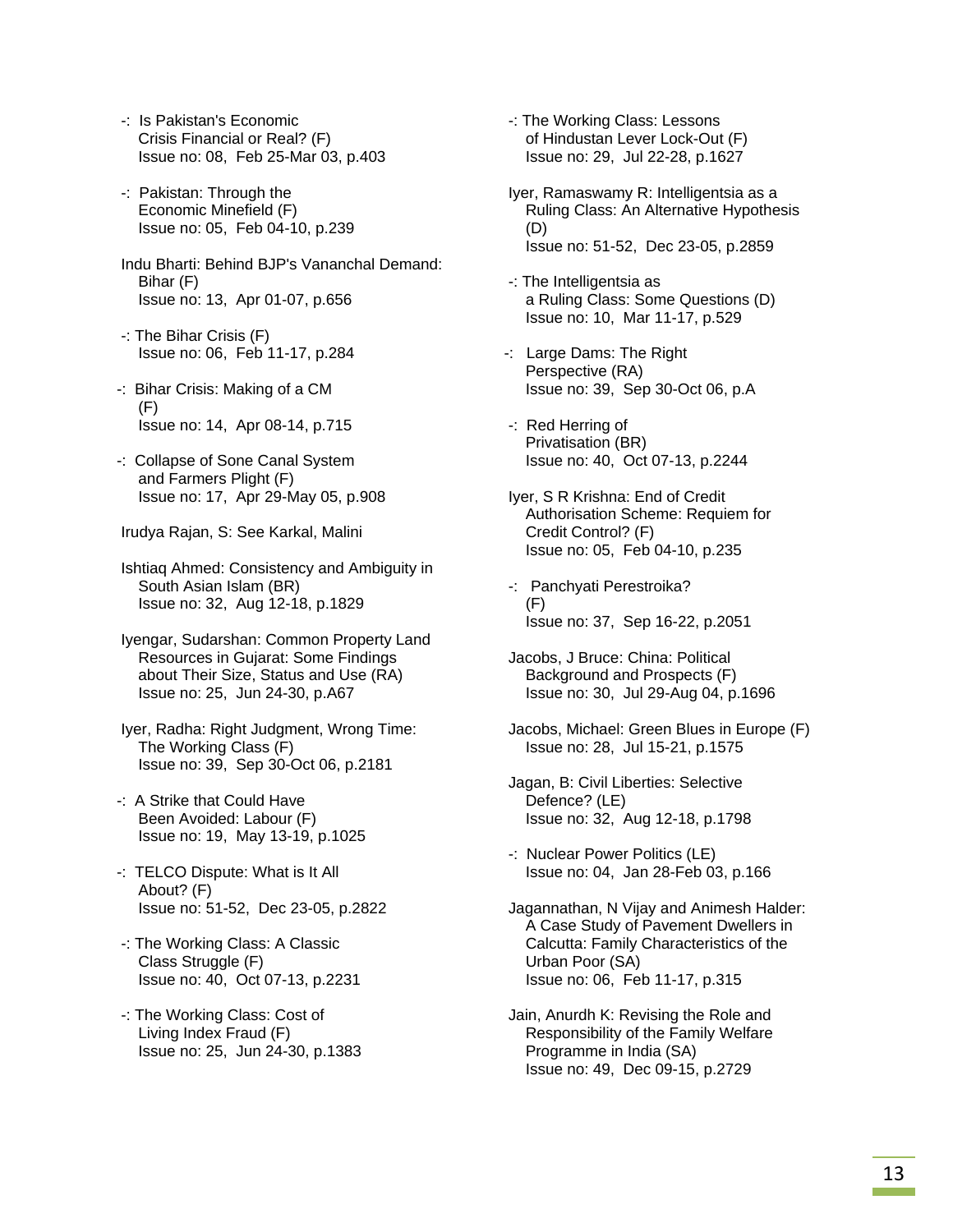-: Is Pakistan's Economic
Crisis Financial or Real? (F)
Issue no: 08, Feb 25-Mar 03, p.403

-: Pakistan: Through the
Economic Minefield (F)
Issue no: 05, Feb 04-10, p.239

Indu Bharti: Behind BJP's Vananchal Demand:
Bihar (F)
Issue no: 13, Apr 01-07, p.656

-: The Bihar Crisis (F)
Issue no: 06, Feb 11-17, p.284

-: Bihar Crisis: Making of a CM
(F)
Issue no: 14, Apr 08-14, p.715

-: Collapse of Sone Canal System
and Farmers Plight (F)
Issue no: 17, Apr 29-May 05, p.908

Irudya Rajan, S: See Karkal, Malini

Ishtiaq Ahmed: Consistency and Ambiguity in
South Asian Islam (BR)
Issue no: 32, Aug 12-18, p.1829

Iyengar, Sudarshan: Common Property Land
Resources in Gujarat: Some Findings
about Their Size, Status and Use (RA)
Issue no: 25, Jun 24-30, p.A67

Iyer, Radha: Right Judgment, Wrong Time:
The Working Class (F)
Issue no: 39, Sep 30-Oct 06, p.2181

-: A Strike that Could Have
Been Avoided: Labour (F)
Issue no: 19, May 13-19, p.1025

-: TELCO Dispute: What is It All
About? (F)
Issue no: 51-52, Dec 23-05, p.2822

-: The Working Class: A Classic
Class Struggle (F)
Issue no: 40, Oct 07-13, p.2231

-: The Working Class: Cost of
Living Index Fraud (F)
Issue no: 25, Jun 24-30, p.1383

-: The Working Class: Lessons
of Hindustan Lever Lock-Out (F)
Issue no: 29, Jul 22-28, p.1627

Iyer, Ramaswamy R: Intelligentsia as a
Ruling Class: An Alternative Hypothesis
(D)
Issue no: 51-52, Dec 23-05, p.2859

-: The Intelligentsia as
a Ruling Class: Some Questions (D)
Issue no: 10, Mar 11-17, p.529

-: Large Dams: The Right
Perspective (RA)
Issue no: 39, Sep 30-Oct 06, p.A

-: Red Herring of
Privatisation (BR)
Issue no: 40, Oct 07-13, p.2244

Iyer, S R Krishna: End of Credit
Authorisation Scheme: Requiem for
Credit Control? (F)
Issue no: 05, Feb 04-10, p.235

-: Panchyati Perestroika?
(F)
Issue no: 37, Sep 16-22, p.2051

Jacobs, J Bruce: China: Political
Background and Prospects (F)
Issue no: 30, Jul 29-Aug 04, p.1696

Jacobs, Michael: Green Blues in Europe (F)
Issue no: 28, Jul 15-21, p.1575

Jagan, B: Civil Liberties: Selective
Defence? (LE)
Issue no: 32, Aug 12-18, p.1798

-: Nuclear Power Politics (LE)
Issue no: 04, Jan 28-Feb 03, p.166

Jagannathan, N Vijay and Animesh Halder:
A Case Study of Pavement Dwellers in
Calcutta: Family Characteristics of the
Urban Poor (SA)
Issue no: 06, Feb 11-17, p.315

Jain, Anurdh K: Revising the Role and
Responsibility of the Family Welfare
Programme in India (SA)
Issue no: 49, Dec 09-15, p.2729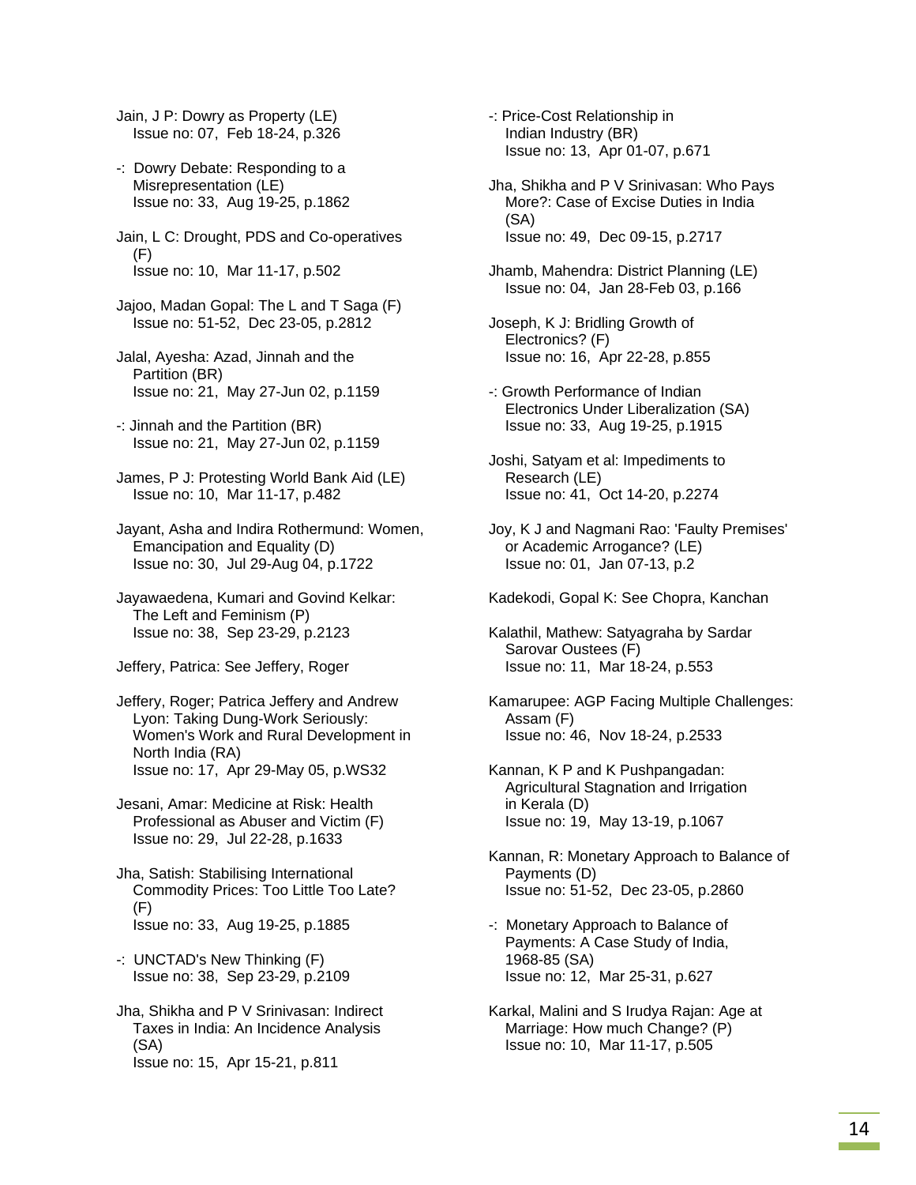Jain, J P: Dowry as Property (LE)
Issue no: 07, Feb 18-24, p.326

-: Dowry Debate: Responding to a Misrepresentation (LE)
Issue no: 33, Aug 19-25, p.1862

Jain, L C: Drought, PDS and Co-operatives (F)
Issue no: 10, Mar 11-17, p.502

Jajoo, Madan Gopal: The L and T Saga (F)
Issue no: 51-52, Dec 23-05, p.2812

Jalal, Ayesha: Azad, Jinnah and the Partition (BR)
Issue no: 21, May 27-Jun 02, p.1159

-: Jinnah and the Partition (BR)
Issue no: 21, May 27-Jun 02, p.1159

James, P J: Protesting World Bank Aid (LE)
Issue no: 10, Mar 11-17, p.482

Jayant, Asha and Indira Rothermund: Women, Emancipation and Equality (D)
Issue no: 30, Jul 29-Aug 04, p.1722

Jayawaedena, Kumari and Govind Kelkar: The Left and Feminism (P)
Issue no: 38, Sep 23-29, p.2123

Jeffery, Patrica: See Jeffery, Roger

Jeffery, Roger; Patrica Jeffery and Andrew Lyon: Taking Dung-Work Seriously: Women's Work and Rural Development in North India (RA)
Issue no: 17, Apr 29-May 05, p.WS32

Jesani, Amar: Medicine at Risk: Health Professional as Abuser and Victim (F)
Issue no: 29, Jul 22-28, p.1633

Jha, Satish: Stabilising International Commodity Prices: Too Little Too Late? (F)
Issue no: 33, Aug 19-25, p.1885

-: UNCTAD's New Thinking (F)
Issue no: 38, Sep 23-29, p.2109

Jha, Shikha and P V Srinivasan: Indirect Taxes in India: An Incidence Analysis (SA)
Issue no: 15, Apr 15-21, p.811

-: Price-Cost Relationship in Indian Industry (BR)
Issue no: 13, Apr 01-07, p.671

Jha, Shikha and P V Srinivasan: Who Pays More?: Case of Excise Duties in India (SA)
Issue no: 49, Dec 09-15, p.2717

Jhamb, Mahendra: District Planning (LE)
Issue no: 04, Jan 28-Feb 03, p.166

Joseph, K J: Bridling Growth of Electronics? (F)
Issue no: 16, Apr 22-28, p.855

-: Growth Performance of Indian Electronics Under Liberalization (SA)
Issue no: 33, Aug 19-25, p.1915

Joshi, Satyam et al: Impediments to Research (LE)
Issue no: 41, Oct 14-20, p.2274

Joy, K J and Nagmani Rao: 'Faulty Premises' or Academic Arrogance? (LE)
Issue no: 01, Jan 07-13, p.2

Kadekodi, Gopal K: See Chopra, Kanchan

Kalathil, Mathew: Satyagraha by Sardar Sarovar Oustees (F)
Issue no: 11, Mar 18-24, p.553

Kamarupee: AGP Facing Multiple Challenges: Assam (F)
Issue no: 46, Nov 18-24, p.2533

Kannan, K P and K Pushpangadan: Agricultural Stagnation and Irrigation in Kerala (D)
Issue no: 19, May 13-19, p.1067

Kannan, R: Monetary Approach to Balance of Payments (D)
Issue no: 51-52, Dec 23-05, p.2860

-: Monetary Approach to Balance of Payments: A Case Study of India, 1968-85 (SA)
Issue no: 12, Mar 25-31, p.627

Karkal, Malini and S Irudya Rajan: Age at Marriage: How much Change? (P)
Issue no: 10, Mar 11-17, p.505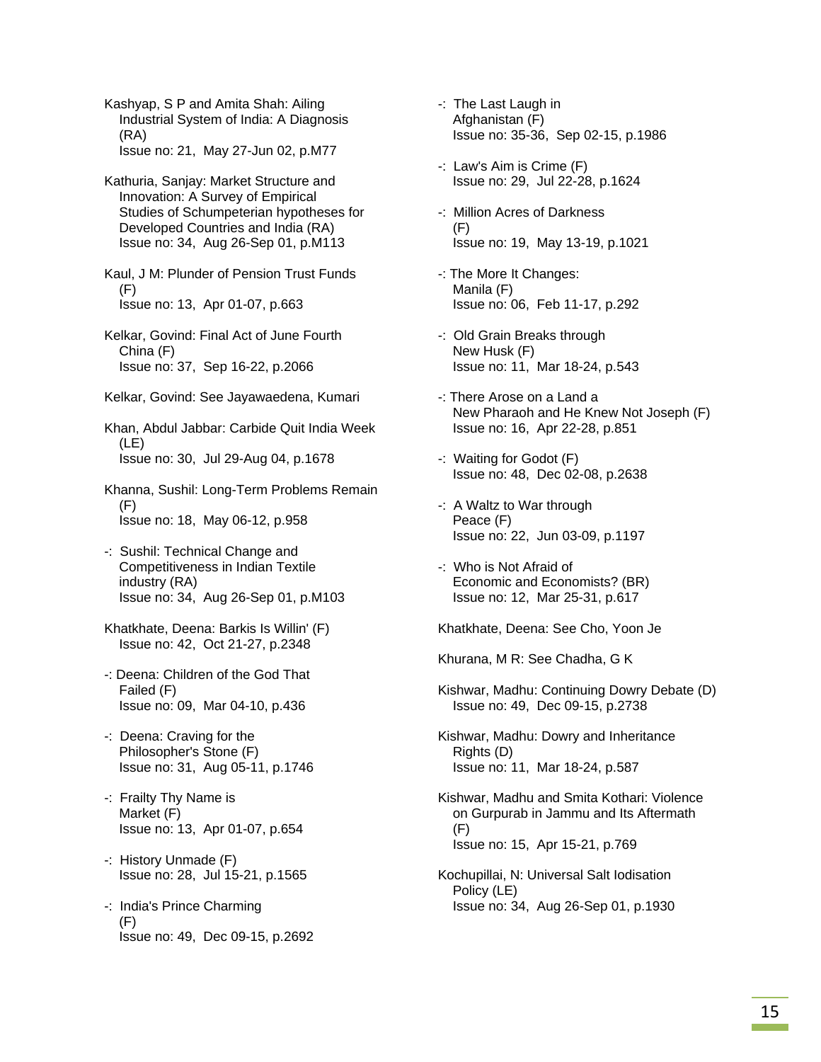Kashyap, S P and Amita Shah: Ailing Industrial System of India: A Diagnosis (RA)
Issue no: 21, May 27-Jun 02, p.M77

Kathuria, Sanjay: Market Structure and Innovation: A Survey of Empirical Studies of Schumpeterian hypotheses for Developed Countries and India (RA)
Issue no: 34, Aug 26-Sep 01, p.M113

Kaul, J M: Plunder of Pension Trust Funds (F)
Issue no: 13, Apr 01-07, p.663

Kelkar, Govind: Final Act of June Fourth China (F)
Issue no: 37, Sep 16-22, p.2066

Kelkar, Govind: See Jayawaedena, Kumari

Khan, Abdul Jabbar: Carbide Quit India Week (LE)
Issue no: 30, Jul 29-Aug 04, p.1678

Khanna, Sushil: Long-Term Problems Remain (F)
Issue no: 18, May 06-12, p.958

-: Sushil: Technical Change and Competitiveness in Indian Textile industry (RA)
Issue no: 34, Aug 26-Sep 01, p.M103

Khatkhate, Deena: Barkis Is Willin' (F)
Issue no: 42, Oct 21-27, p.2348

-: Deena: Children of the God That Failed (F)
Issue no: 09, Mar 04-10, p.436

-: Deena: Craving for the Philosopher's Stone (F)
Issue no: 31, Aug 05-11, p.1746

-: Frailty Thy Name is Market (F)
Issue no: 13, Apr 01-07, p.654

-: History Unmade (F)
Issue no: 28, Jul 15-21, p.1565

-: India's Prince Charming (F)
Issue no: 49, Dec 09-15, p.2692

-: The Last Laugh in Afghanistan (F)
Issue no: 35-36, Sep 02-15, p.1986

-: Law's Aim is Crime (F)
Issue no: 29, Jul 22-28, p.1624

-: Million Acres of Darkness (F)
Issue no: 19, May 13-19, p.1021

-: The More It Changes: Manila (F)
Issue no: 06, Feb 11-17, p.292

-: Old Grain Breaks through New Husk (F)
Issue no: 11, Mar 18-24, p.543

-: There Arose on a Land a New Pharaoh and He Knew Not Joseph (F)
Issue no: 16, Apr 22-28, p.851

-: Waiting for Godot (F)
Issue no: 48, Dec 02-08, p.2638

-: A Waltz to War through Peace (F)
Issue no: 22, Jun 03-09, p.1197

-: Who is Not Afraid of Economic and Economists? (BR)
Issue no: 12, Mar 25-31, p.617

Khatkhate, Deena: See Cho, Yoon Je

Khurana, M R: See Chadha, G K

Kishwar, Madhu: Continuing Dowry Debate (D)
Issue no: 49, Dec 09-15, p.2738

Kishwar, Madhu: Dowry and Inheritance Rights (D)
Issue no: 11, Mar 18-24, p.587

Kishwar, Madhu and Smita Kothari: Violence on Gurpurab in Jammu and Its Aftermath (F)
Issue no: 15, Apr 15-21, p.769

Kochupillai, N: Universal Salt Iodisation Policy (LE)
Issue no: 34, Aug 26-Sep 01, p.1930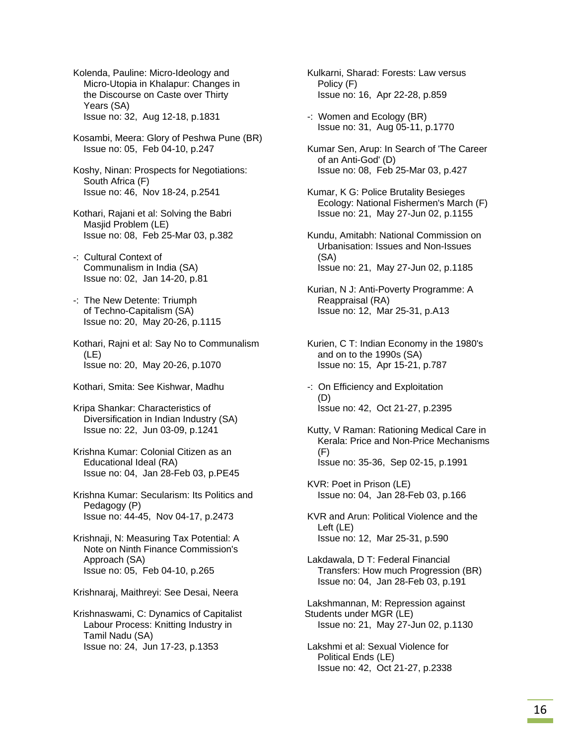Kolenda, Pauline: Micro-Ideology and Micro-Utopia in Khalapur: Changes in the Discourse on Caste over Thirty Years (SA)
Issue no: 32, Aug 12-18, p.1831

Kosambi, Meera: Glory of Peshwa Pune (BR)
Issue no: 05, Feb 04-10, p.247

Koshy, Ninan: Prospects for Negotiations: South Africa (F)
Issue no: 46, Nov 18-24, p.2541

Kothari, Rajani et al: Solving the Babri Masjid Problem (LE)
Issue no: 08, Feb 25-Mar 03, p.382

-: Cultural Context of Communalism in India (SA)
Issue no: 02, Jan 14-20, p.81

-: The New Detente: Triumph of Techno-Capitalism (SA)
Issue no: 20, May 20-26, p.1115

Kothari, Rajni et al: Say No to Communalism (LE)
Issue no: 20, May 20-26, p.1070

Kothari, Smita: See Kishwar, Madhu

Kripa Shankar: Characteristics of Diversification in Indian Industry (SA)
Issue no: 22, Jun 03-09, p.1241

Krishna Kumar: Colonial Citizen as an Educational Ideal (RA)
Issue no: 04, Jan 28-Feb 03, p.PE45

Krishna Kumar: Secularism: Its Politics and Pedagogy (P)
Issue no: 44-45, Nov 04-17, p.2473

Krishnaji, N: Measuring Tax Potential: A Note on Ninth Finance Commission's Approach (SA)
Issue no: 05, Feb 04-10, p.265

Krishnaraj, Maithreyi: See Desai, Neera

Krishnaswami, C: Dynamics of Capitalist Labour Process: Knitting Industry in Tamil Nadu (SA)
Issue no: 24, Jun 17-23, p.1353

Kulkarni, Sharad: Forests: Law versus Policy (F)
Issue no: 16, Apr 22-28, p.859

-: Women and Ecology (BR)
Issue no: 31, Aug 05-11, p.1770

Kumar Sen, Arup: In Search of 'The Career of an Anti-God' (D)
Issue no: 08, Feb 25-Mar 03, p.427

Kumar, K G: Police Brutality Besieges Ecology: National Fishermen's March (F)
Issue no: 21, May 27-Jun 02, p.1155

Kundu, Amitabh: National Commission on Urbanisation: Issues and Non-Issues (SA)
Issue no: 21, May 27-Jun 02, p.1185

Kurian, N J: Anti-Poverty Programme: A Reappraisal (RA)
Issue no: 12, Mar 25-31, p.A13

Kurien, C T: Indian Economy in the 1980's and on to the 1990s (SA)
Issue no: 15, Apr 15-21, p.787

-: On Efficiency and Exploitation (D)
Issue no: 42, Oct 21-27, p.2395

Kutty, V Raman: Rationing Medical Care in Kerala: Price and Non-Price Mechanisms (F)
Issue no: 35-36, Sep 02-15, p.1991

KVR: Poet in Prison (LE)
Issue no: 04, Jan 28-Feb 03, p.166

KVR and Arun: Political Violence and the Left (LE)
Issue no: 12, Mar 25-31, p.590

Lakdawala, D T: Federal Financial Transfers: How much Progression (BR)
Issue no: 04, Jan 28-Feb 03, p.191

Lakshmannan, M: Repression against Students under MGR (LE)
Issue no: 21, May 27-Jun 02, p.1130

Lakshmi et al: Sexual Violence for Political Ends (LE)
Issue no: 42, Oct 21-27, p.2338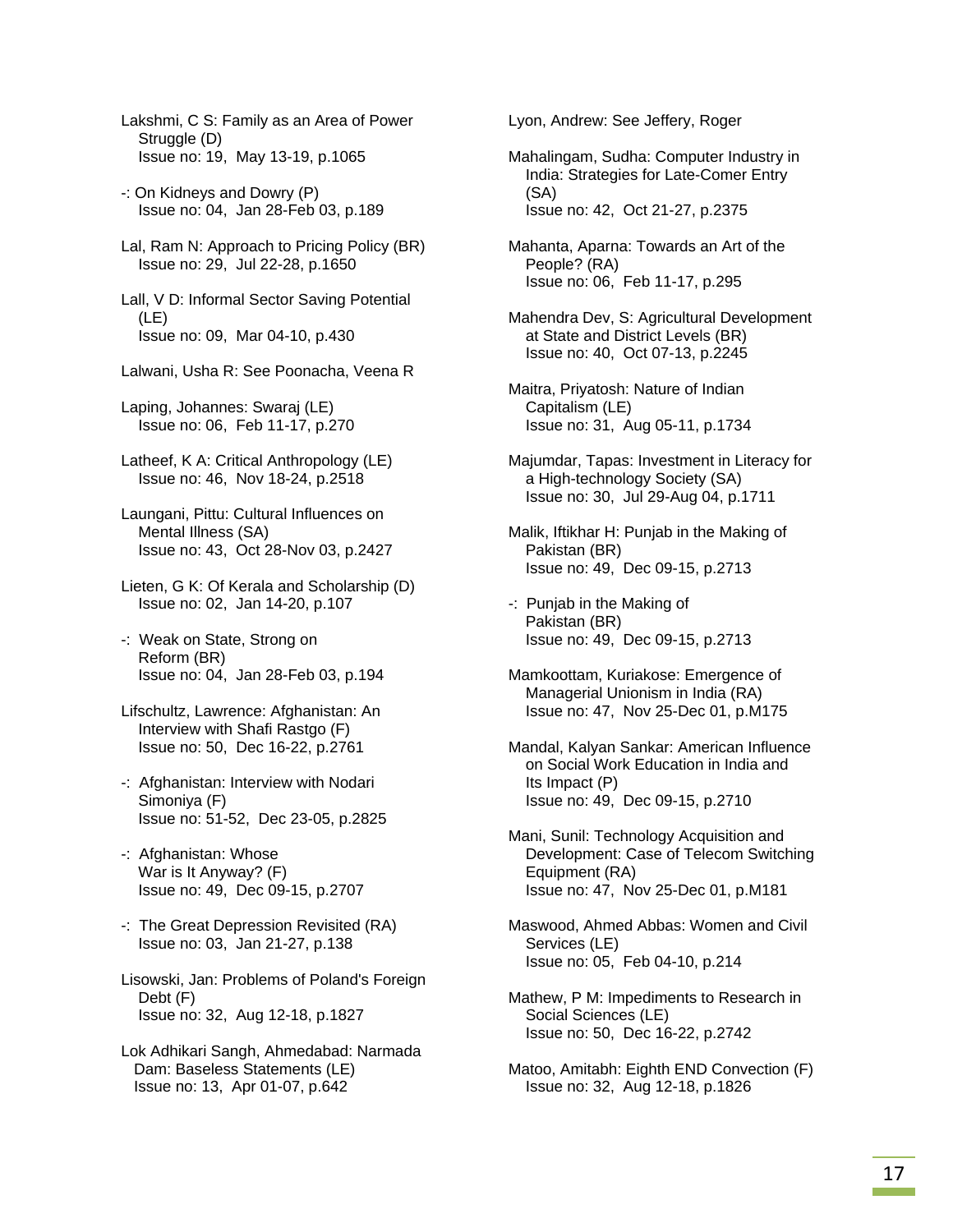Lakshmi, C S: Family as an Area of Power Struggle (D)
Issue no: 19, May 13-19, p.1065

-: On Kidneys and Dowry (P)
Issue no: 04, Jan 28-Feb 03, p.189

Lal, Ram N: Approach to Pricing Policy (BR)
Issue no: 29, Jul 22-28, p.1650

Lall, V D: Informal Sector Saving Potential (LE)
Issue no: 09, Mar 04-10, p.430

Lalwani, Usha R: See Poonacha, Veena R

Laping, Johannes: Swaraj (LE)
Issue no: 06, Feb 11-17, p.270

Latheef, K A: Critical Anthropology (LE)
Issue no: 46, Nov 18-24, p.2518

Laungani, Pittu: Cultural Influences on Mental Illness (SA)
Issue no: 43, Oct 28-Nov 03, p.2427

Lieten, G K: Of Kerala and Scholarship (D)
Issue no: 02, Jan 14-20, p.107

-: Weak on State, Strong on Reform (BR)
Issue no: 04, Jan 28-Feb 03, p.194

Lifschultz, Lawrence: Afghanistan: An Interview with Shafi Rastgo (F)
Issue no: 50, Dec 16-22, p.2761

-: Afghanistan: Interview with Nodari Simoniya (F)
Issue no: 51-52, Dec 23-05, p.2825

-: Afghanistan: Whose War is It Anyway? (F)
Issue no: 49, Dec 09-15, p.2707

-: The Great Depression Revisited (RA)
Issue no: 03, Jan 21-27, p.138

Lisowski, Jan: Problems of Poland's Foreign Debt (F)
Issue no: 32, Aug 12-18, p.1827

Lok Adhikari Sangh, Ahmedabad: Narmada Dam: Baseless Statements (LE)
Issue no: 13, Apr 01-07, p.642

Lyon, Andrew: See Jeffery, Roger

Mahalingam, Sudha: Computer Industry in India: Strategies for Late-Comer Entry (SA)
Issue no: 42, Oct 21-27, p.2375

Mahanta, Aparna: Towards an Art of the People? (RA)
Issue no: 06, Feb 11-17, p.295

Mahendra Dev, S: Agricultural Development at State and District Levels (BR)
Issue no: 40, Oct 07-13, p.2245

Maitra, Priyatosh: Nature of Indian Capitalism (LE)
Issue no: 31, Aug 05-11, p.1734

Majumdar, Tapas: Investment in Literacy for a High-technology Society (SA)
Issue no: 30, Jul 29-Aug 04, p.1711

Malik, Iftikhar H: Punjab in the Making of Pakistan (BR)
Issue no: 49, Dec 09-15, p.2713

-: Punjab in the Making of Pakistan (BR)
Issue no: 49, Dec 09-15, p.2713

Mamkoottam, Kuriakose: Emergence of Managerial Unionism in India (RA)
Issue no: 47, Nov 25-Dec 01, p.M175

Mandal, Kalyan Sankar: American Influence on Social Work Education in India and Its Impact (P)
Issue no: 49, Dec 09-15, p.2710

Mani, Sunil: Technology Acquisition and Development: Case of Telecom Switching Equipment (RA)
Issue no: 47, Nov 25-Dec 01, p.M181

Maswood, Ahmed Abbas: Women and Civil Services (LE)
Issue no: 05, Feb 04-10, p.214

Mathew, P M: Impediments to Research in Social Sciences (LE)
Issue no: 50, Dec 16-22, p.2742

Matoo, Amitabh: Eighth END Convection (F)
Issue no: 32, Aug 12-18, p.1826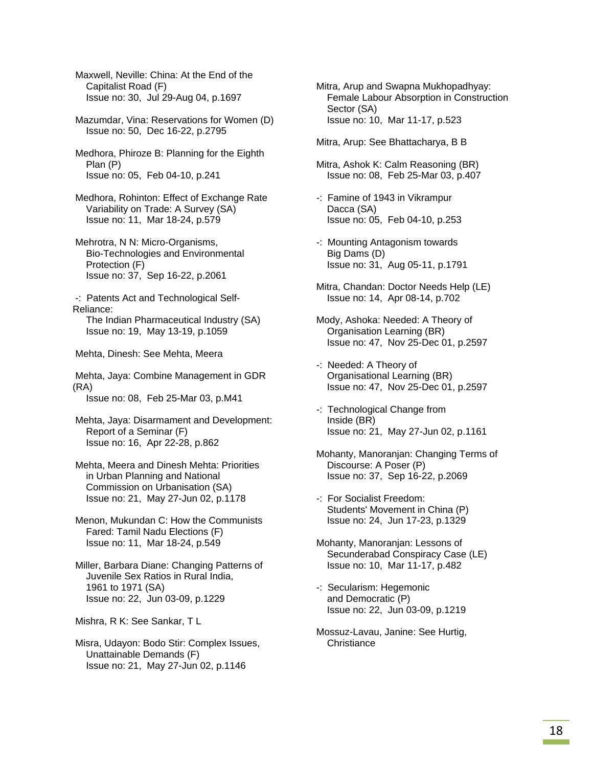Maxwell, Neville: China: At the End of the Capitalist Road (F)
Issue no: 30, Jul 29-Aug 04, p.1697

Mazumdar, Vina: Reservations for Women (D)
Issue no: 50, Dec 16-22, p.2795

Medhora, Phiroze B: Planning for the Eighth Plan (P)
Issue no: 05, Feb 04-10, p.241

Medhora, Rohinton: Effect of Exchange Rate Variability on Trade: A Survey (SA)
Issue no: 11, Mar 18-24, p.579

Mehrotra, N N: Micro-Organisms, Bio-Technologies and Environmental Protection (F)
Issue no: 37, Sep 16-22, p.2061

-: Patents Act and Technological Self-Reliance: The Indian Pharmaceutical Industry (SA)
Issue no: 19, May 13-19, p.1059

Mehta, Dinesh: See Mehta, Meera

Mehta, Jaya: Combine Management in GDR (RA)
Issue no: 08, Feb 25-Mar 03, p.M41

Mehta, Jaya: Disarmament and Development: Report of a Seminar (F)
Issue no: 16, Apr 22-28, p.862

Mehta, Meera and Dinesh Mehta: Priorities in Urban Planning and National Commission on Urbanisation (SA)
Issue no: 21, May 27-Jun 02, p.1178

Menon, Mukundan C: How the Communists Fared: Tamil Nadu Elections (F)
Issue no: 11, Mar 18-24, p.549

Miller, Barbara Diane: Changing Patterns of Juvenile Sex Ratios in Rural India, 1961 to 1971 (SA)
Issue no: 22, Jun 03-09, p.1229

Mishra, R K: See Sankar, T L

Misra, Udayon: Bodo Stir: Complex Issues, Unattainable Demands (F)
Issue no: 21, May 27-Jun 02, p.1146

Mitra, Arup and Swapna Mukhopadhyay: Female Labour Absorption in Construction Sector (SA)
Issue no: 10, Mar 11-17, p.523

Mitra, Arup: See Bhattacharya, B B

Mitra, Ashok K: Calm Reasoning (BR)
Issue no: 08, Feb 25-Mar 03, p.407

-: Famine of 1943 in Vikrampur Dacca (SA)
Issue no: 05, Feb 04-10, p.253

-: Mounting Antagonism towards Big Dams (D)
Issue no: 31, Aug 05-11, p.1791

Mitra, Chandan: Doctor Needs Help (LE)
Issue no: 14, Apr 08-14, p.702

Mody, Ashoka: Needed: A Theory of Organisation Learning (BR)
Issue no: 47, Nov 25-Dec 01, p.2597

-: Needed: A Theory of Organisational Learning (BR)
Issue no: 47, Nov 25-Dec 01, p.2597

-: Technological Change from Inside (BR)
Issue no: 21, May 27-Jun 02, p.1161

Mohanty, Manoranjan: Changing Terms of Discourse: A Poser (P)
Issue no: 37, Sep 16-22, p.2069

-: For Socialist Freedom: Students' Movement in China (P)
Issue no: 24, Jun 17-23, p.1329

Mohanty, Manoranjan: Lessons of Secunderabad Conspiracy Case (LE)
Issue no: 10, Mar 11-17, p.482

-: Secularism: Hegemonic and Democratic (P)
Issue no: 22, Jun 03-09, p.1219

Mossuz-Lavau, Janine: See Hurtig, Christiance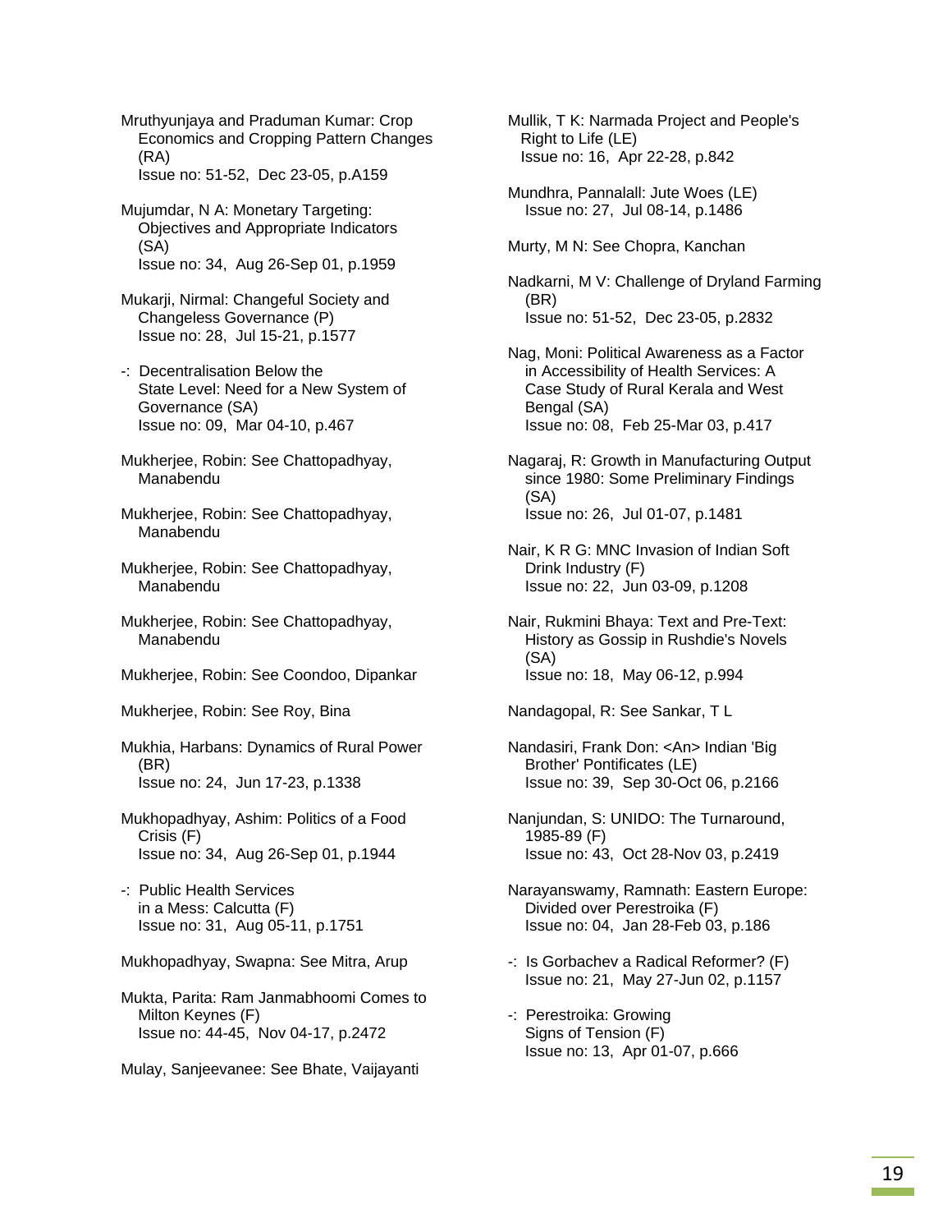Mruthyunjaya and Praduman Kumar: Crop Economics and Cropping Pattern Changes (RA)
Issue no: 51-52, Dec 23-05, p.A159

Mujumdar, N A: Monetary Targeting: Objectives and Appropriate Indicators (SA)
Issue no: 34, Aug 26-Sep 01, p.1959

Mukarji, Nirmal: Changeful Society and Changeless Governance (P)
Issue no: 28, Jul 15-21, p.1577

-: Decentralisation Below the State Level: Need for a New System of Governance (SA)
Issue no: 09, Mar 04-10, p.467

Mukherjee, Robin: See Chattopadhyay, Manabendu

Mukherjee, Robin: See Chattopadhyay, Manabendu

Mukherjee, Robin: See Chattopadhyay, Manabendu

Mukherjee, Robin: See Chattopadhyay, Manabendu

Mukherjee, Robin: See Coondoo, Dipankar

Mukherjee, Robin: See Roy, Bina

Mukhia, Harbans: Dynamics of Rural Power (BR)
Issue no: 24, Jun 17-23, p.1338

Mukhopadhyay, Ashim: Politics of a Food Crisis (F)
Issue no: 34, Aug 26-Sep 01, p.1944

-: Public Health Services in a Mess: Calcutta (F)
Issue no: 31, Aug 05-11, p.1751

Mukhopadhyay, Swapna: See Mitra, Arup

Mukta, Parita: Ram Janmabhoomi Comes to Milton Keynes (F)
Issue no: 44-45, Nov 04-17, p.2472

Mulay, Sanjeevanee: See Bhate, Vaijayanti

Mullik, T K: Narmada Project and People's Right to Life (LE)
Issue no: 16, Apr 22-28, p.842

Mundhra, Pannalall: Jute Woes (LE)
Issue no: 27, Jul 08-14, p.1486

Murty, M N: See Chopra, Kanchan

Nadkarni, M V: Challenge of Dryland Farming (BR)
Issue no: 51-52, Dec 23-05, p.2832

Nag, Moni: Political Awareness as a Factor in Accessibility of Health Services: A Case Study of Rural Kerala and West Bengal (SA)
Issue no: 08, Feb 25-Mar 03, p.417

Nagaraj, R: Growth in Manufacturing Output since 1980: Some Preliminary Findings (SA)
Issue no: 26, Jul 01-07, p.1481

Nair, K R G: MNC Invasion of Indian Soft Drink Industry (F)
Issue no: 22, Jun 03-09, p.1208

Nair, Rukmini Bhaya: Text and Pre-Text: History as Gossip in Rushdie's Novels (SA)
Issue no: 18, May 06-12, p.994

Nandagopal, R: See Sankar, T L

Nandasiri, Frank Don: <An> Indian 'Big Brother' Pontificates (LE)
Issue no: 39, Sep 30-Oct 06, p.2166

Nanjundan, S: UNIDO: The Turnaround, 1985-89 (F)
Issue no: 43, Oct 28-Nov 03, p.2419

Narayanswamy, Ramnath: Eastern Europe: Divided over Perestroika (F)
Issue no: 04, Jan 28-Feb 03, p.186

-: Is Gorbachev a Radical Reformer? (F)
Issue no: 21, May 27-Jun 02, p.1157

-: Perestroika: Growing Signs of Tension (F)
Issue no: 13, Apr 01-07, p.666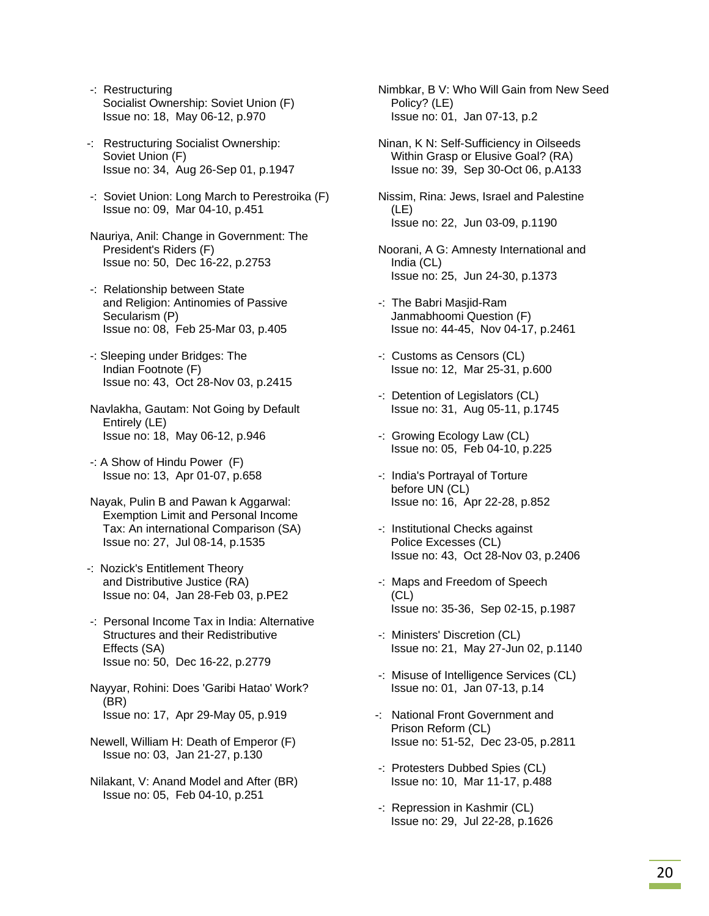-: Restructuring Socialist Ownership: Soviet Union (F)
Issue no: 18, May 06-12, p.970

-: Restructuring Socialist Ownership: Soviet Union (F)
Issue no: 34, Aug 26-Sep 01, p.1947

-: Soviet Union: Long March to Perestroika (F)
Issue no: 09, Mar 04-10, p.451

Nauriya, Anil: Change in Government: The President's Riders (F)
Issue no: 50, Dec 16-22, p.2753

-: Relationship between State and Religion: Antinomies of Passive Secularism (P)
Issue no: 08, Feb 25-Mar 03, p.405

-: Sleeping under Bridges: The Indian Footnote (F)
Issue no: 43, Oct 28-Nov 03, p.2415

Navlakha, Gautam: Not Going by Default Entirely (LE)
Issue no: 18, May 06-12, p.946

-: A Show of Hindu Power (F)
Issue no: 13, Apr 01-07, p.658

Nayak, Pulin B and Pawan k Aggarwal: Exemption Limit and Personal Income Tax: An international Comparison (SA)
Issue no: 27, Jul 08-14, p.1535

-: Nozick's Entitlement Theory and Distributive Justice (RA)
Issue no: 04, Jan 28-Feb 03, p.PE2

-: Personal Income Tax in India: Alternative Structures and their Redistributive Effects (SA)
Issue no: 50, Dec 16-22, p.2779

Nayyar, Rohini: Does 'Garibi Hatao' Work? (BR)
Issue no: 17, Apr 29-May 05, p.919

Newell, William H: Death of Emperor (F)
Issue no: 03, Jan 21-27, p.130

Nilakant, V: Anand Model and After (BR)
Issue no: 05, Feb 04-10, p.251

Nimbkar, B V: Who Will Gain from New Seed Policy? (LE)
Issue no: 01, Jan 07-13, p.2

Ninan, K N: Self-Sufficiency in Oilseeds Within Grasp or Elusive Goal? (RA)
Issue no: 39, Sep 30-Oct 06, p.A133

Nissim, Rina: Jews, Israel and Palestine (LE)
Issue no: 22, Jun 03-09, p.1190

Noorani, A G: Amnesty International and India (CL)
Issue no: 25, Jun 24-30, p.1373

-: The Babri Masjid-Ram Janmabhoomi Question (F)
Issue no: 44-45, Nov 04-17, p.2461

-: Customs as Censors (CL)
Issue no: 12, Mar 25-31, p.600

-: Detention of Legislators (CL)
Issue no: 31, Aug 05-11, p.1745

-: Growing Ecology Law (CL)
Issue no: 05, Feb 04-10, p.225

-: India's Portrayal of Torture before UN (CL)
Issue no: 16, Apr 22-28, p.852

-: Institutional Checks against Police Excesses (CL)
Issue no: 43, Oct 28-Nov 03, p.2406

-: Maps and Freedom of Speech (CL)
Issue no: 35-36, Sep 02-15, p.1987

-: Ministers' Discretion (CL)
Issue no: 21, May 27-Jun 02, p.1140

-: Misuse of Intelligence Services (CL)
Issue no: 01, Jan 07-13, p.14

-: National Front Government and Prison Reform (CL)
Issue no: 51-52, Dec 23-05, p.2811

-: Protesters Dubbed Spies (CL)
Issue no: 10, Mar 11-17, p.488

-: Repression in Kashmir (CL)
Issue no: 29, Jul 22-28, p.1626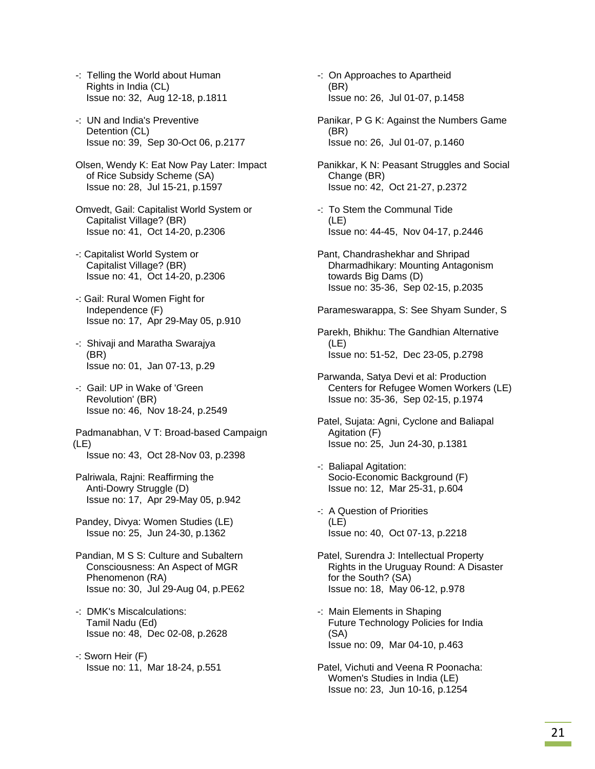-: Telling the World about Human Rights in India (CL)
Issue no: 32, Aug 12-18, p.1811

-: UN and India's Preventive Detention (CL)
Issue no: 39, Sep 30-Oct 06, p.2177

Olsen, Wendy K: Eat Now Pay Later: Impact of Rice Subsidy Scheme (SA)
Issue no: 28, Jul 15-21, p.1597

Omvedt, Gail: Capitalist World System or Capitalist Village? (BR)
Issue no: 41, Oct 14-20, p.2306

-: Capitalist World System or Capitalist Village? (BR)
Issue no: 41, Oct 14-20, p.2306

-: Gail: Rural Women Fight for Independence (F)
Issue no: 17, Apr 29-May 05, p.910

-: Shivaji and Maratha Swarajya (BR)
Issue no: 01, Jan 07-13, p.29

-: Gail: UP in Wake of 'Green Revolution' (BR)
Issue no: 46, Nov 18-24, p.2549

Padmanabhan, V T: Broad-based Campaign (LE)
Issue no: 43, Oct 28-Nov 03, p.2398

Palriwala, Rajni: Reaffirming the Anti-Dowry Struggle (D)
Issue no: 17, Apr 29-May 05, p.942

Pandey, Divya: Women Studies (LE)
Issue no: 25, Jun 24-30, p.1362

Pandian, M S S: Culture and Subaltern Consciousness: An Aspect of MGR Phenomenon (RA)
Issue no: 30, Jul 29-Aug 04, p.PE62

-: DMK's Miscalculations: Tamil Nadu (Ed)
Issue no: 48, Dec 02-08, p.2628

-: Sworn Heir (F)
Issue no: 11, Mar 18-24, p.551

-: On Approaches to Apartheid (BR)
Issue no: 26, Jul 01-07, p.1458

Panikar, P G K: Against the Numbers Game (BR)
Issue no: 26, Jul 01-07, p.1460

Panikkar, K N: Peasant Struggles and Social Change (BR)
Issue no: 42, Oct 21-27, p.2372

-: To Stem the Communal Tide (LE)
Issue no: 44-45, Nov 04-17, p.2446

Pant, Chandrashekhar and Shripad Dharmadhikary: Mounting Antagonism towards Big Dams (D)
Issue no: 35-36, Sep 02-15, p.2035

Parameswarappa, S: See Shyam Sunder, S

Parekh, Bhikhu: The Gandhian Alternative (LE)
Issue no: 51-52, Dec 23-05, p.2798

Parwanda, Satya Devi et al: Production Centers for Refugee Women Workers (LE)
Issue no: 35-36, Sep 02-15, p.1974

Patel, Sujata: Agni, Cyclone and Baliapal Agitation (F)
Issue no: 25, Jun 24-30, p.1381

-: Baliapal Agitation: Socio-Economic Background (F)
Issue no: 12, Mar 25-31, p.604

-: A Question of Priorities (LE)
Issue no: 40, Oct 07-13, p.2218

Patel, Surendra J: Intellectual Property Rights in the Uruguay Round: A Disaster for the South? (SA)
Issue no: 18, May 06-12, p.978

-: Main Elements in Shaping Future Technology Policies for India (SA)
Issue no: 09, Mar 04-10, p.463

Patel, Vichuti and Veena R Poonacha: Women's Studies in India (LE)
Issue no: 23, Jun 10-16, p.1254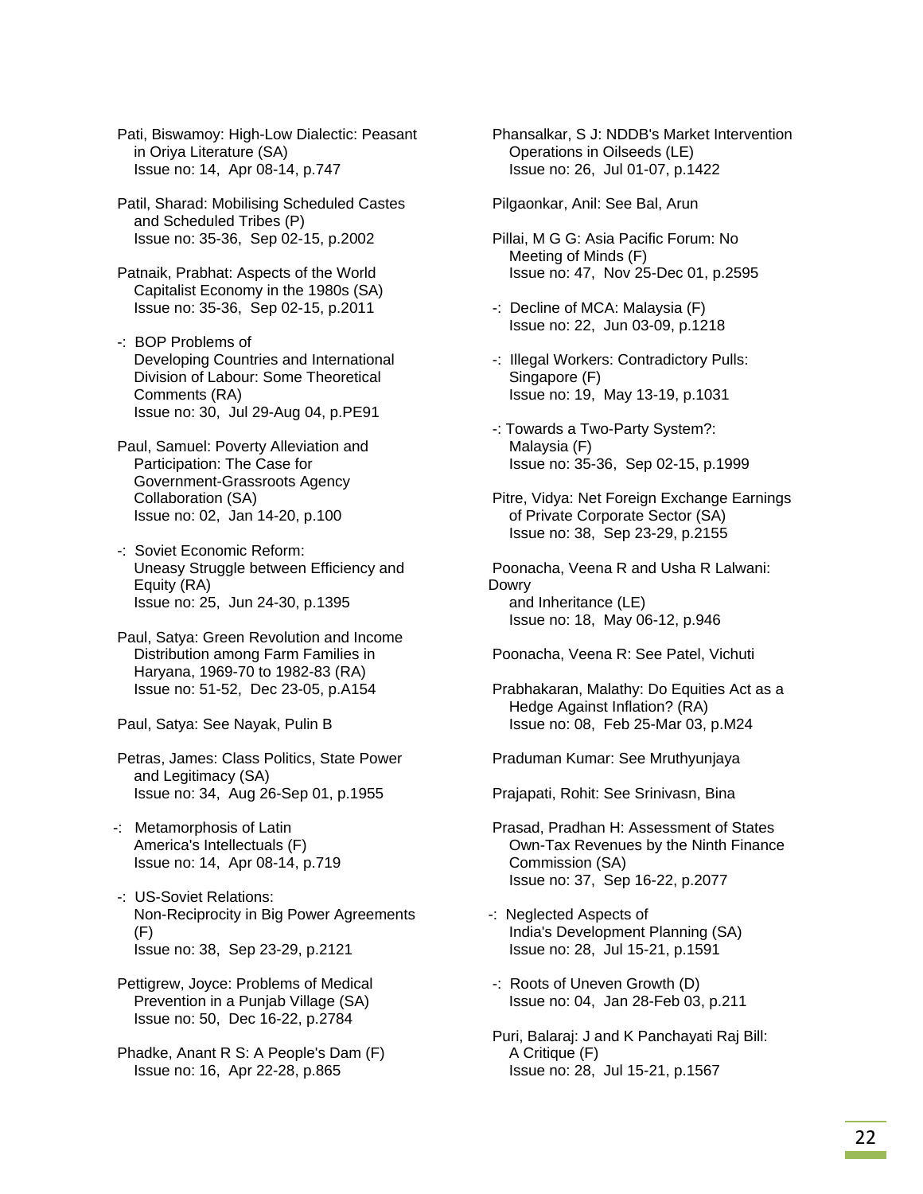Pati, Biswamoy: High-Low Dialectic: Peasant in Oriya Literature (SA)
Issue no: 14, Apr 08-14, p.747

Patil, Sharad: Mobilising Scheduled Castes and Scheduled Tribes (P)
Issue no: 35-36, Sep 02-15, p.2002

Patnaik, Prabhat: Aspects of the World Capitalist Economy in the 1980s (SA)
Issue no: 35-36, Sep 02-15, p.2011

-: BOP Problems of Developing Countries and International Division of Labour: Some Theoretical Comments (RA)
Issue no: 30, Jul 29-Aug 04, p.PE91

Paul, Samuel: Poverty Alleviation and Participation: The Case for Government-Grassroots Agency Collaboration (SA)
Issue no: 02, Jan 14-20, p.100

-: Soviet Economic Reform: Uneasy Struggle between Efficiency and Equity (RA)
Issue no: 25, Jun 24-30, p.1395

Paul, Satya: Green Revolution and Income Distribution among Farm Families in Haryana, 1969-70 to 1982-83 (RA)
Issue no: 51-52, Dec 23-05, p.A154

Paul, Satya: See Nayak, Pulin B

Petras, James: Class Politics, State Power and Legitimacy (SA)
Issue no: 34, Aug 26-Sep 01, p.1955

-: Metamorphosis of Latin America's Intellectuals (F)
Issue no: 14, Apr 08-14, p.719

-: US-Soviet Relations: Non-Reciprocity in Big Power Agreements (F)
Issue no: 38, Sep 23-29, p.2121

Pettigrew, Joyce: Problems of Medical Prevention in a Punjab Village (SA)
Issue no: 50, Dec 16-22, p.2784

Phadke, Anant R S: A People's Dam (F)
Issue no: 16, Apr 22-28, p.865

Phansalkar, S J: NDDB's Market Intervention Operations in Oilseeds (LE)
Issue no: 26, Jul 01-07, p.1422

Pilgaonkar, Anil: See Bal, Arun

Pillai, M G G: Asia Pacific Forum: No Meeting of Minds (F)
Issue no: 47, Nov 25-Dec 01, p.2595

-: Decline of MCA: Malaysia (F)
Issue no: 22, Jun 03-09, p.1218

-: Illegal Workers: Contradictory Pulls: Singapore (F)
Issue no: 19, May 13-19, p.1031

-: Towards a Two-Party System?: Malaysia (F)
Issue no: 35-36, Sep 02-15, p.1999

Pitre, Vidya: Net Foreign Exchange Earnings of Private Corporate Sector (SA)
Issue no: 38, Sep 23-29, p.2155

Poonacha, Veena R and Usha R Lalwani: Dowry and Inheritance (LE)
Issue no: 18, May 06-12, p.946

Poonacha, Veena R: See Patel, Vichuti

Prabhakaran, Malathy: Do Equities Act as a Hedge Against Inflation? (RA)
Issue no: 08, Feb 25-Mar 03, p.M24

Praduman Kumar: See Mruthyunjaya

Prajapati, Rohit: See Srinivasn, Bina

Prasad, Pradhan H: Assessment of States Own-Tax Revenues by the Ninth Finance Commission (SA)
Issue no: 37, Sep 16-22, p.2077

-: Neglected Aspects of India's Development Planning (SA)
Issue no: 28, Jul 15-21, p.1591

-: Roots of Uneven Growth (D)
Issue no: 04, Jan 28-Feb 03, p.211

Puri, Balaraj: J and K Panchayati Raj Bill: A Critique (F)
Issue no: 28, Jul 15-21, p.1567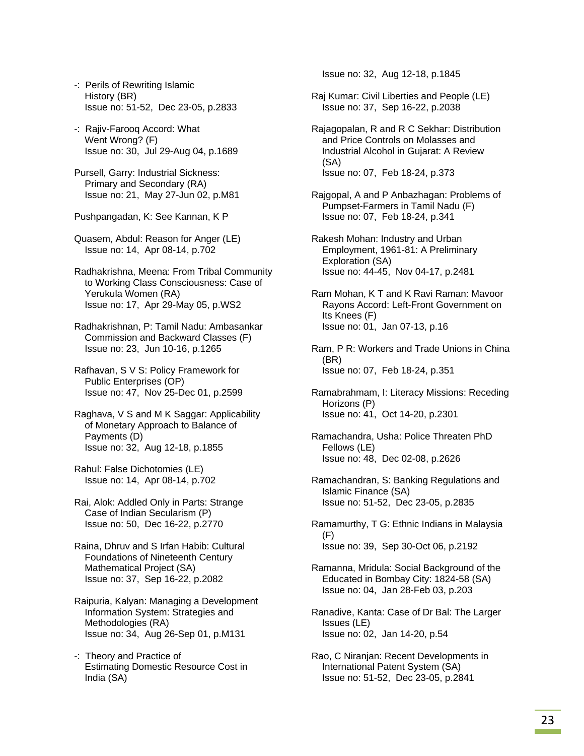-: Perils of Rewriting Islamic History (BR)
Issue no: 51-52, Dec 23-05, p.2833

-: Rajiv-Farooq Accord: What Went Wrong? (F)
Issue no: 30, Jul 29-Aug 04, p.1689

Pursell, Garry: Industrial Sickness: Primary and Secondary (RA)
Issue no: 21, May 27-Jun 02, p.M81

Pushpangadan, K: See Kannan, K P

Quasem, Abdul: Reason for Anger (LE)
Issue no: 14, Apr 08-14, p.702

Radhakrishna, Meena: From Tribal Community to Working Class Consciousness: Case of Yerukula Women (RA)
Issue no: 17, Apr 29-May 05, p.WS2

Radhakrishnan, P: Tamil Nadu: Ambasankar Commission and Backward Classes (F)
Issue no: 23, Jun 10-16, p.1265

Rafhavan, S V S: Policy Framework for Public Enterprises (OP)
Issue no: 47, Nov 25-Dec 01, p.2599

Raghava, V S and M K Saggar: Applicability of Monetary Approach to Balance of Payments (D)
Issue no: 32, Aug 12-18, p.1855

Rahul: False Dichotomies (LE)
Issue no: 14, Apr 08-14, p.702

Rai, Alok: Addled Only in Parts: Strange Case of Indian Secularism (P)
Issue no: 50, Dec 16-22, p.2770

Raina, Dhruv and S Irfan Habib: Cultural Foundations of Nineteenth Century Mathematical Project (SA)
Issue no: 37, Sep 16-22, p.2082

Raipuria, Kalyan: Managing a Development Information System: Strategies and Methodologies (RA)
Issue no: 34, Aug 26-Sep 01, p.M131

-: Theory and Practice of Estimating Domestic Resource Cost in India (SA)
Issue no: 32, Aug 12-18, p.1845

Raj Kumar: Civil Liberties and People (LE)
Issue no: 37, Sep 16-22, p.2038

Rajagopalan, R and R C Sekhar: Distribution and Price Controls on Molasses and Industrial Alcohol in Gujarat: A Review (SA)
Issue no: 07, Feb 18-24, p.373

Rajgopal, A and P Anbazhagan: Problems of Pumpset-Farmers in Tamil Nadu (F)
Issue no: 07, Feb 18-24, p.341

Rakesh Mohan: Industry and Urban Employment, 1961-81: A Preliminary Exploration (SA)
Issue no: 44-45, Nov 04-17, p.2481

Ram Mohan, K T and K Ravi Raman: Mavoor Rayons Accord: Left-Front Government on Its Knees (F)
Issue no: 01, Jan 07-13, p.16

Ram, P R: Workers and Trade Unions in China (BR)
Issue no: 07, Feb 18-24, p.351

Ramabrahmam, I: Literacy Missions: Receding Horizons (P)
Issue no: 41, Oct 14-20, p.2301

Ramachandra, Usha: Police Threaten PhD Fellows (LE)
Issue no: 48, Dec 02-08, p.2626

Ramachandran, S: Banking Regulations and Islamic Finance (SA)
Issue no: 51-52, Dec 23-05, p.2835

Ramamurthy, T G: Ethnic Indians in Malaysia (F)
Issue no: 39, Sep 30-Oct 06, p.2192

Ramanna, Mridula: Social Background of the Educated in Bombay City: 1824-58 (SA)
Issue no: 04, Jan 28-Feb 03, p.203

Ranadive, Kanta: Case of Dr Bal: The Larger Issues (LE)
Issue no: 02, Jan 14-20, p.54

Rao, C Niranjan: Recent Developments in International Patent System (SA)
Issue no: 51-52, Dec 23-05, p.2841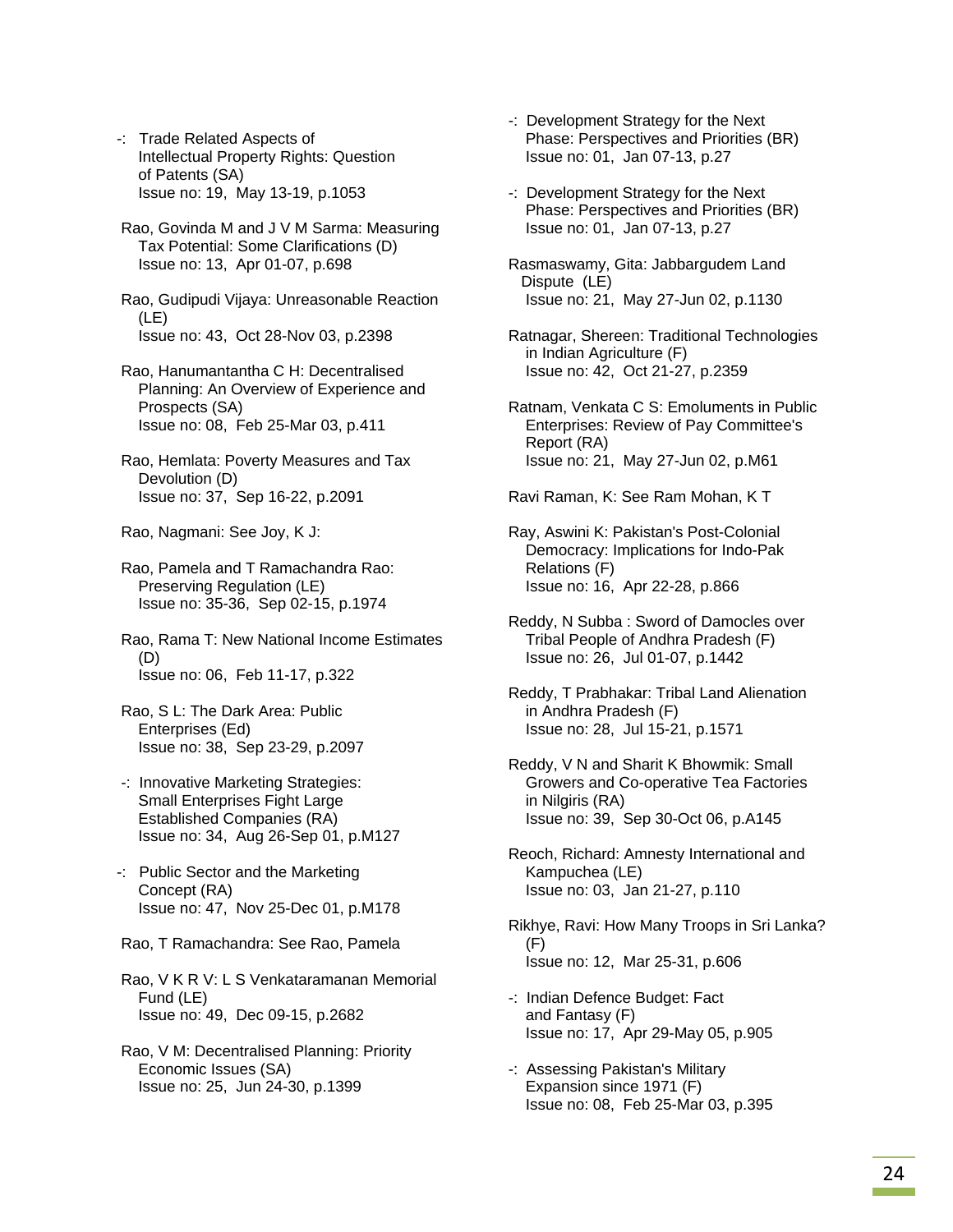-: Trade Related Aspects of Intellectual Property Rights: Question of Patents (SA)
Issue no: 19, May 13-19, p.1053

Rao, Govinda M and J V M Sarma: Measuring Tax Potential: Some Clarifications (D)
Issue no: 13, Apr 01-07, p.698

Rao, Gudipudi Vijaya: Unreasonable Reaction (LE)
Issue no: 43, Oct 28-Nov 03, p.2398

Rao, Hanumantantha C H: Decentralised Planning: An Overview of Experience and Prospects (SA)
Issue no: 08, Feb 25-Mar 03, p.411

Rao, Hemlata: Poverty Measures and Tax Devolution (D)
Issue no: 37, Sep 16-22, p.2091

Rao, Nagmani: See Joy, K J:

Rao, Pamela and T Ramachandra Rao: Preserving Regulation (LE)
Issue no: 35-36, Sep 02-15, p.1974

Rao, Rama T: New National Income Estimates (D)
Issue no: 06, Feb 11-17, p.322

Rao, S L: The Dark Area: Public Enterprises (Ed)
Issue no: 38, Sep 23-29, p.2097

-: Innovative Marketing Strategies: Small Enterprises Fight Large Established Companies (RA)
Issue no: 34, Aug 26-Sep 01, p.M127

-: Public Sector and the Marketing Concept (RA)
Issue no: 47, Nov 25-Dec 01, p.M178

Rao, T Ramachandra: See Rao, Pamela

Rao, V K R V: L S Venkataramanan Memorial Fund (LE)
Issue no: 49, Dec 09-15, p.2682

Rao, V M: Decentralised Planning: Priority Economic Issues (SA)
Issue no: 25, Jun 24-30, p.1399

-: Development Strategy for the Next Phase: Perspectives and Priorities (BR)
Issue no: 01, Jan 07-13, p.27

-: Development Strategy for the Next Phase: Perspectives and Priorities (BR)
Issue no: 01, Jan 07-13, p.27

Rasmaswamy, Gita: Jabbargudem Land Dispute (LE)
Issue no: 21, May 27-Jun 02, p.1130

Ratnagar, Shereen: Traditional Technologies in Indian Agriculture (F)
Issue no: 42, Oct 21-27, p.2359

Ratnam, Venkata C S: Emoluments in Public Enterprises: Review of Pay Committee's Report (RA)
Issue no: 21, May 27-Jun 02, p.M61

Ravi Raman, K: See Ram Mohan, K T

Ray, Aswini K: Pakistan's Post-Colonial Democracy: Implications for Indo-Pak Relations (F)
Issue no: 16, Apr 22-28, p.866

Reddy, N Subba : Sword of Damocles over Tribal People of Andhra Pradesh (F)
Issue no: 26, Jul 01-07, p.1442

Reddy, T Prabhakar: Tribal Land Alienation in Andhra Pradesh (F)
Issue no: 28, Jul 15-21, p.1571

Reddy, V N and Sharit K Bhowmik: Small Growers and Co-operative Tea Factories in Nilgiris (RA)
Issue no: 39, Sep 30-Oct 06, p.A145

Reoch, Richard: Amnesty International and Kampuchea (LE)
Issue no: 03, Jan 21-27, p.110

Rikhye, Ravi: How Many Troops in Sri Lanka? (F)
Issue no: 12, Mar 25-31, p.606

-: Indian Defence Budget: Fact and Fantasy (F)
Issue no: 17, Apr 29-May 05, p.905

-: Assessing Pakistan's Military Expansion since 1971 (F)
Issue no: 08, Feb 25-Mar 03, p.395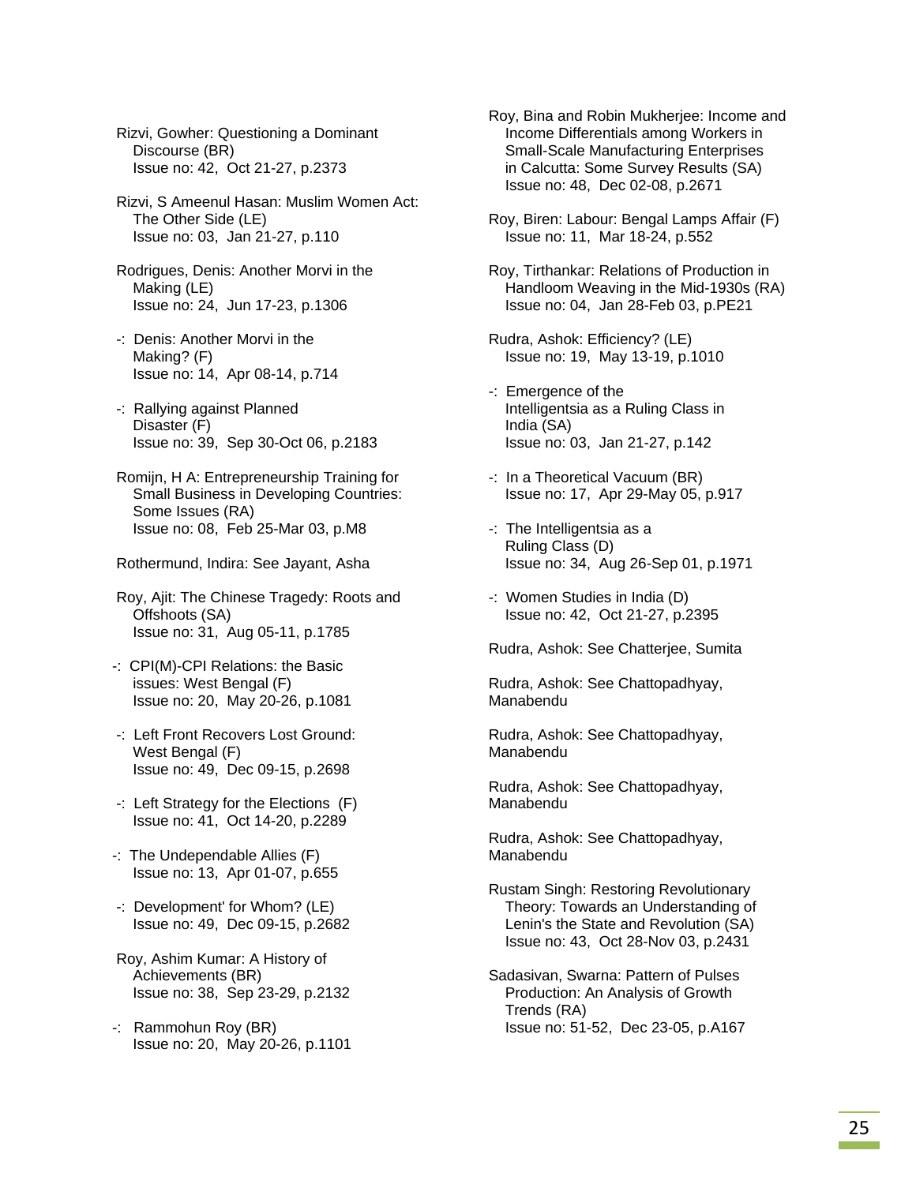Rizvi, Gowher: Questioning a Dominant Discourse (BR)
Issue no: 42, Oct 21-27, p.2373

Rizvi, S Ameenul Hasan: Muslim Women Act: The Other Side (LE)
Issue no: 03, Jan 21-27, p.110

Rodrigues, Denis: Another Morvi in the Making (LE)
Issue no: 24, Jun 17-23, p.1306

-: Denis: Another Morvi in the Making? (F)
Issue no: 14, Apr 08-14, p.714

-: Rallying against Planned Disaster (F)
Issue no: 39, Sep 30-Oct 06, p.2183

Romijn, H A: Entrepreneurship Training for Small Business in Developing Countries: Some Issues (RA)
Issue no: 08, Feb 25-Mar 03, p.M8

Rothermund, Indira: See Jayant, Asha

Roy, Ajit: The Chinese Tragedy: Roots and Offshoots (SA)
Issue no: 31, Aug 05-11, p.1785

-: CPI(M)-CPI Relations: the Basic issues: West Bengal (F)
Issue no: 20, May 20-26, p.1081

-: Left Front Recovers Lost Ground: West Bengal (F)
Issue no: 49, Dec 09-15, p.2698

-: Left Strategy for the Elections (F)
Issue no: 41, Oct 14-20, p.2289

-: The Undependable Allies (F)
Issue no: 13, Apr 01-07, p.655

-: Development' for Whom? (LE)
Issue no: 49, Dec 09-15, p.2682

Roy, Ashim Kumar: A History of Achievements (BR)
Issue no: 38, Sep 23-29, p.2132

-: Rammohun Roy (BR)
Issue no: 20, May 20-26, p.1101

Roy, Bina and Robin Mukherjee: Income and Income Differentials among Workers in Small-Scale Manufacturing Enterprises in Calcutta: Some Survey Results (SA)
Issue no: 48, Dec 02-08, p.2671

Roy, Biren: Labour: Bengal Lamps Affair (F)
Issue no: 11, Mar 18-24, p.552

Roy, Tirthankar: Relations of Production in Handloom Weaving in the Mid-1930s (RA)
Issue no: 04, Jan 28-Feb 03, p.PE21

Rudra, Ashok: Efficiency? (LE)
Issue no: 19, May 13-19, p.1010

-: Emergence of the Intelligentsia as a Ruling Class in India (SA)
Issue no: 03, Jan 21-27, p.142

-: In a Theoretical Vacuum (BR)
Issue no: 17, Apr 29-May 05, p.917

-: The Intelligentsia as a Ruling Class (D)
Issue no: 34, Aug 26-Sep 01, p.1971

-: Women Studies in India (D)
Issue no: 42, Oct 21-27, p.2395

Rudra, Ashok: See Chatterjee, Sumita

Rudra, Ashok: See Chattopadhyay, Manabendu

Rudra, Ashok: See Chattopadhyay, Manabendu

Rudra, Ashok: See Chattopadhyay, Manabendu

Rudra, Ashok: See Chattopadhyay, Manabendu

Rustam Singh: Restoring Revolutionary Theory: Towards an Understanding of Lenin's the State and Revolution (SA)
Issue no: 43, Oct 28-Nov 03, p.2431

Sadasivan, Swarna: Pattern of Pulses Production: An Analysis of Growth Trends (RA)
Issue no: 51-52, Dec 23-05, p.A167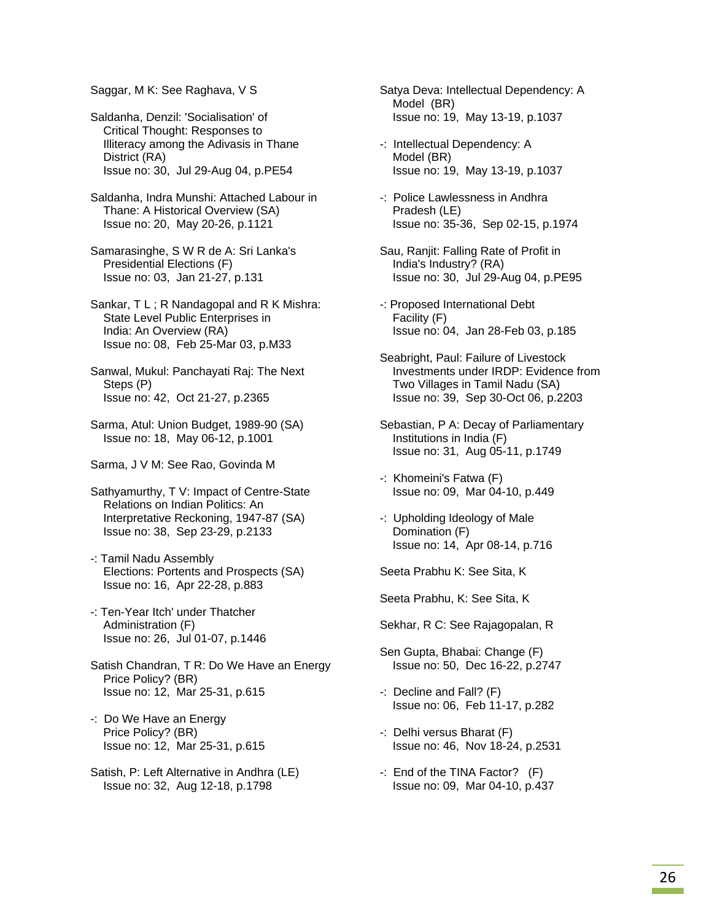Saggar, M K: See Raghava, V S

Saldanha, Denzil: 'Socialisation' of Critical Thought: Responses to Illiteracy among the Adivasis in Thane District (RA)
Issue no: 30, Jul 29-Aug 04, p.PE54

Saldanha, Indra Munshi: Attached Labour in Thane: A Historical Overview (SA)
Issue no: 20, May 20-26, p.1121

Samarasinghe, S W R de A: Sri Lanka's Presidential Elections (F)
Issue no: 03, Jan 21-27, p.131

Sankar, T L ; R Nandagopal and R K Mishra: State Level Public Enterprises in India: An Overview (RA)
Issue no: 08, Feb 25-Mar 03, p.M33

Sanwal, Mukul: Panchayati Raj: The Next Steps (P)
Issue no: 42, Oct 21-27, p.2365

Sarma, Atul: Union Budget, 1989-90 (SA)
Issue no: 18, May 06-12, p.1001

Sarma, J V M: See Rao, Govinda M

Sathyamurthy, T V: Impact of Centre-State Relations on Indian Politics: An Interpretative Reckoning, 1947-87 (SA)
Issue no: 38, Sep 23-29, p.2133

-: Tamil Nadu Assembly Elections: Portents and Prospects (SA)
Issue no: 16, Apr 22-28, p.883

-: Ten-Year Itch' under Thatcher Administration (F)
Issue no: 26, Jul 01-07, p.1446

Satish Chandran, T R: Do We Have an Energy Price Policy? (BR)
Issue no: 12, Mar 25-31, p.615

-: Do We Have an Energy Price Policy? (BR)
Issue no: 12, Mar 25-31, p.615

Satish, P: Left Alternative in Andhra (LE)
Issue no: 32, Aug 12-18, p.1798

Satya Deva: Intellectual Dependency: A Model (BR)
Issue no: 19, May 13-19, p.1037

-: Intellectual Dependency: A Model (BR)
Issue no: 19, May 13-19, p.1037

-: Police Lawlessness in Andhra Pradesh (LE)
Issue no: 35-36, Sep 02-15, p.1974

Sau, Ranjit: Falling Rate of Profit in India's Industry? (RA)
Issue no: 30, Jul 29-Aug 04, p.PE95

-: Proposed International Debt Facility (F)
Issue no: 04, Jan 28-Feb 03, p.185

Seabright, Paul: Failure of Livestock Investments under IRDP: Evidence from Two Villages in Tamil Nadu (SA)
Issue no: 39, Sep 30-Oct 06, p.2203

Sebastian, P A: Decay of Parliamentary Institutions in India (F)
Issue no: 31, Aug 05-11, p.1749

-: Khomeini's Fatwa (F)
Issue no: 09, Mar 04-10, p.449

-: Upholding Ideology of Male Domination (F)
Issue no: 14, Apr 08-14, p.716

Seeta Prabhu K: See Sita, K

Seeta Prabhu, K: See Sita, K

Sekhar, R C: See Rajagopalan, R

Sen Gupta, Bhabai: Change (F)
Issue no: 50, Dec 16-22, p.2747

-: Decline and Fall? (F)
Issue no: 06, Feb 11-17, p.282

-: Delhi versus Bharat (F)
Issue no: 46, Nov 18-24, p.2531

-: End of the TINA Factor? (F)
Issue no: 09, Mar 04-10, p.437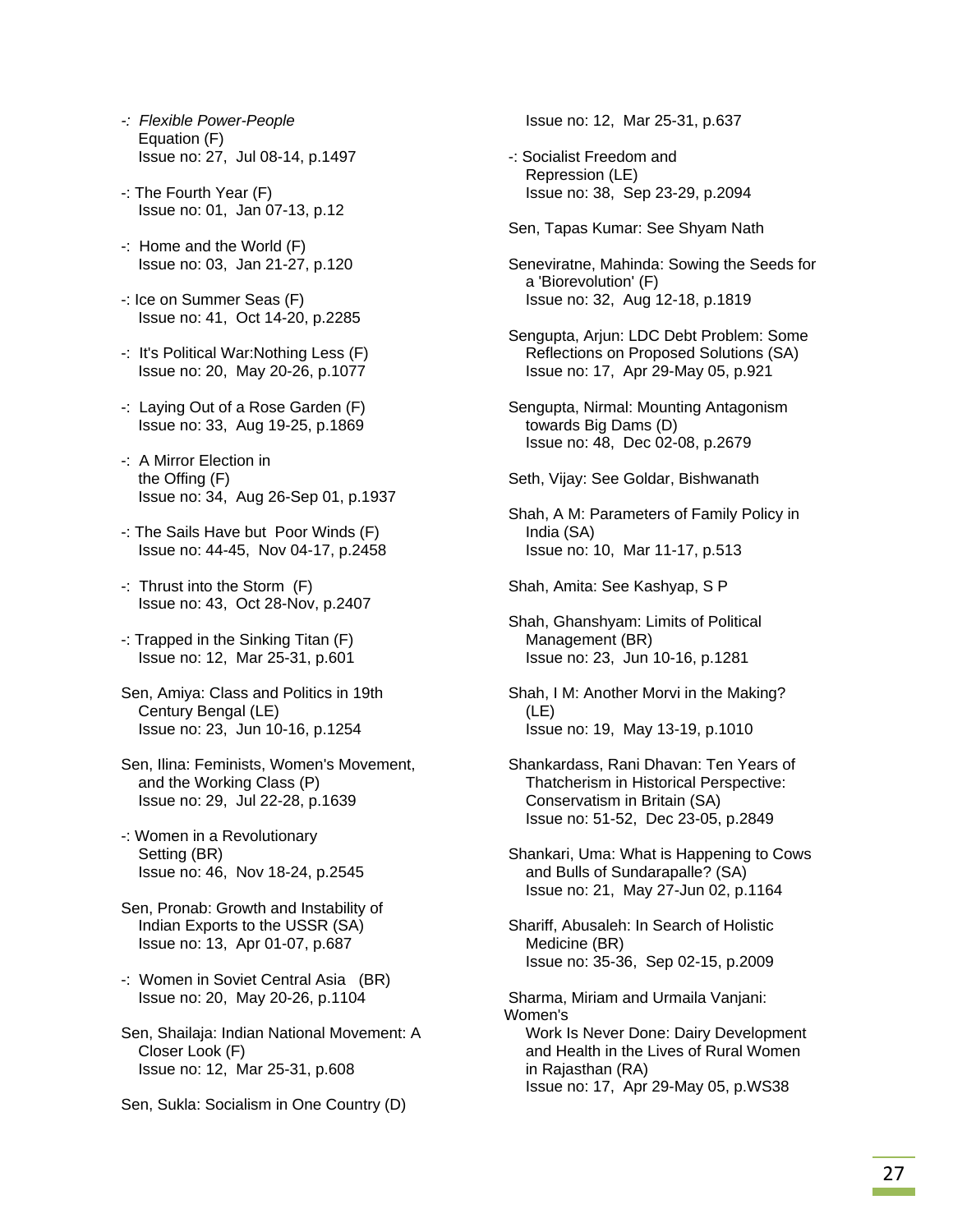-*: Flexible Power-People*
Equation (F)
Issue no: 27, Jul 08-14, p.1497

-: The Fourth Year (F)
Issue no: 01, Jan 07-13, p.12

-: Home and the World (F)
Issue no: 03, Jan 21-27, p.120

-: Ice on Summer Seas (F)
Issue no: 41, Oct 14-20, p.2285

-: It's Political War:Nothing Less (F)
Issue no: 20, May 20-26, p.1077

-: Laying Out of a Rose Garden (F)
Issue no: 33, Aug 19-25, p.1869

-: A Mirror Election in the Offing (F)
Issue no: 34, Aug 26-Sep 01, p.1937

-: The Sails Have but Poor Winds (F)
Issue no: 44-45, Nov 04-17, p.2458

-: Thrust into the Storm (F)
Issue no: 43, Oct 28-Nov, p.2407

-: Trapped in the Sinking Titan (F)
Issue no: 12, Mar 25-31, p.601

Sen, Amiya: Class and Politics in 19th Century Bengal (LE)
Issue no: 23, Jun 10-16, p.1254

Sen, Ilina: Feminists, Women's Movement, and the Working Class (P)
Issue no: 29, Jul 22-28, p.1639

-: Women in a Revolutionary Setting (BR)
Issue no: 46, Nov 18-24, p.2545

Sen, Pronab: Growth and Instability of Indian Exports to the USSR (SA)
Issue no: 13, Apr 01-07, p.687

-: Women in Soviet Central Asia (BR)
Issue no: 20, May 20-26, p.1104

Sen, Shailaja: Indian National Movement: A Closer Look (F)
Issue no: 12, Mar 25-31, p.608

Sen, Sukla: Socialism in One Country (D)
Issue no: 12, Mar 25-31, p.637

-: Socialist Freedom and Repression (LE)
Issue no: 38, Sep 23-29, p.2094

Sen, Tapas Kumar: See Shyam Nath

Seneviratne, Mahinda: Sowing the Seeds for a 'Biorevolution' (F)
Issue no: 32, Aug 12-18, p.1819

Sengupta, Arjun: LDC Debt Problem: Some Reflections on Proposed Solutions (SA)
Issue no: 17, Apr 29-May 05, p.921

Sengupta, Nirmal: Mounting Antagonism towards Big Dams (D)
Issue no: 48, Dec 02-08, p.2679

Seth, Vijay: See Goldar, Bishwanath

Shah, A M: Parameters of Family Policy in India (SA)
Issue no: 10, Mar 11-17, p.513

Shah, Amita: See Kashyap, S P

Shah, Ghanshyam: Limits of Political Management (BR)
Issue no: 23, Jun 10-16, p.1281

Shah, I M: Another Morvi in the Making? (LE)
Issue no: 19, May 13-19, p.1010

Shankardass, Rani Dhavan: Ten Years of Thatcherism in Historical Perspective: Conservatism in Britain (SA)
Issue no: 51-52, Dec 23-05, p.2849

Shankari, Uma: What is Happening to Cows and Bulls of Sundarapalle? (SA)
Issue no: 21, May 27-Jun 02, p.1164

Shariff, Abusaleh: In Search of Holistic Medicine (BR)
Issue no: 35-36, Sep 02-15, p.2009

Sharma, Miriam and Urmaila Vanjani: Women's Work Is Never Done: Dairy Development and Health in the Lives of Rural Women in Rajasthan (RA)
Issue no: 17, Apr 29-May 05, p.WS38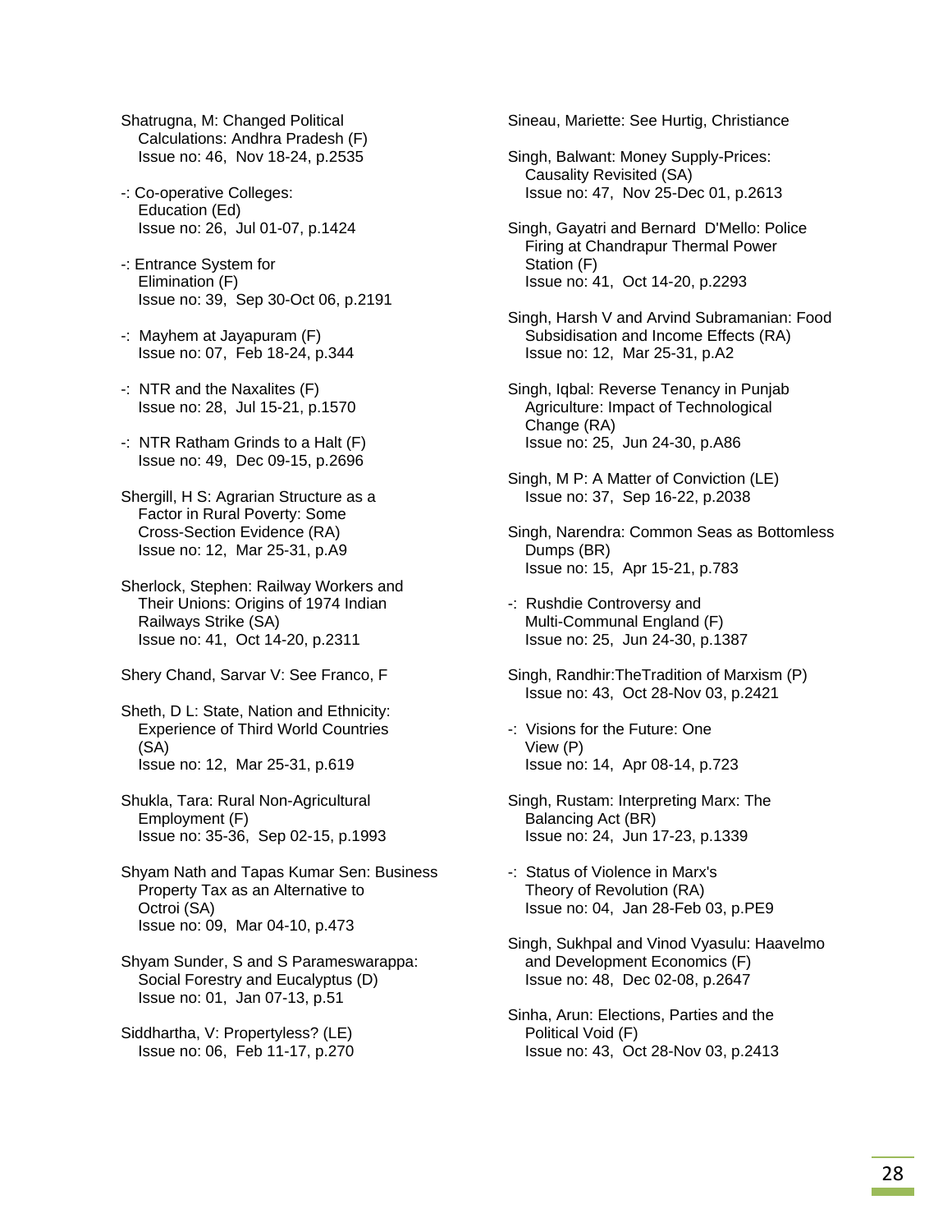Shatrugna, M: Changed Political Calculations: Andhra Pradesh (F)
Issue no: 46, Nov 18-24, p.2535

-: Co-operative Colleges: Education (Ed)
Issue no: 26, Jul 01-07, p.1424

-: Entrance System for Elimination (F)
Issue no: 39, Sep 30-Oct 06, p.2191

-: Mayhem at Jayapuram (F)
Issue no: 07, Feb 18-24, p.344

-: NTR and the Naxalites (F)
Issue no: 28, Jul 15-21, p.1570

-: NTR Ratham Grinds to a Halt (F)
Issue no: 49, Dec 09-15, p.2696

Shergill, H S: Agrarian Structure as a Factor in Rural Poverty: Some Cross-Section Evidence (RA)
Issue no: 12, Mar 25-31, p.A9

Sherlock, Stephen: Railway Workers and Their Unions: Origins of 1974 Indian Railways Strike (SA)
Issue no: 41, Oct 14-20, p.2311

Shery Chand, Sarvar V: See Franco, F

Sheth, D L: State, Nation and Ethnicity: Experience of Third World Countries (SA)
Issue no: 12, Mar 25-31, p.619

Shukla, Tara: Rural Non-Agricultural Employment (F)
Issue no: 35-36, Sep 02-15, p.1993

Shyam Nath and Tapas Kumar Sen: Business Property Tax as an Alternative to Octroi (SA)
Issue no: 09, Mar 04-10, p.473

Shyam Sunder, S and S Parameswarappa: Social Forestry and Eucalyptus (D)
Issue no: 01, Jan 07-13, p.51

Siddhartha, V: Propertyless? (LE)
Issue no: 06, Feb 11-17, p.270

Sineau, Mariette: See Hurtig, Christiane

Singh, Balwant: Money Supply-Prices: Causality Revisited (SA)
Issue no: 47, Nov 25-Dec 01, p.2613

Singh, Gayatri and Bernard D'Mello: Police Firing at Chandrapur Thermal Power Station (F)
Issue no: 41, Oct 14-20, p.2293

Singh, Harsh V and Arvind Subramanian: Food Subsidisation and Income Effects (RA)
Issue no: 12, Mar 25-31, p.A2

Singh, Iqbal: Reverse Tenancy in Punjab Agriculture: Impact of Technological Change (RA)
Issue no: 25, Jun 24-30, p.A86

Singh, M P: A Matter of Conviction (LE)
Issue no: 37, Sep 16-22, p.2038

Singh, Narendra: Common Seas as Bottomless Dumps (BR)
Issue no: 15, Apr 15-21, p.783

-: Rushdie Controversy and Multi-Communal England (F)
Issue no: 25, Jun 24-30, p.1387

Singh, Randhir:TheTradition of Marxism (P)
Issue no: 43, Oct 28-Nov 03, p.2421

-: Visions for the Future: One View (P)
Issue no: 14, Apr 08-14, p.723

Singh, Rustam: Interpreting Marx: The Balancing Act (BR)
Issue no: 24, Jun 17-23, p.1339

-: Status of Violence in Marx's Theory of Revolution (RA)
Issue no: 04, Jan 28-Feb 03, p.PE9

Singh, Sukhpal and Vinod Vyasulu: Haavelmo and Development Economics (F)
Issue no: 48, Dec 02-08, p.2647

Sinha, Arun: Elections, Parties and the Political Void (F)
Issue no: 43, Oct 28-Nov 03, p.2413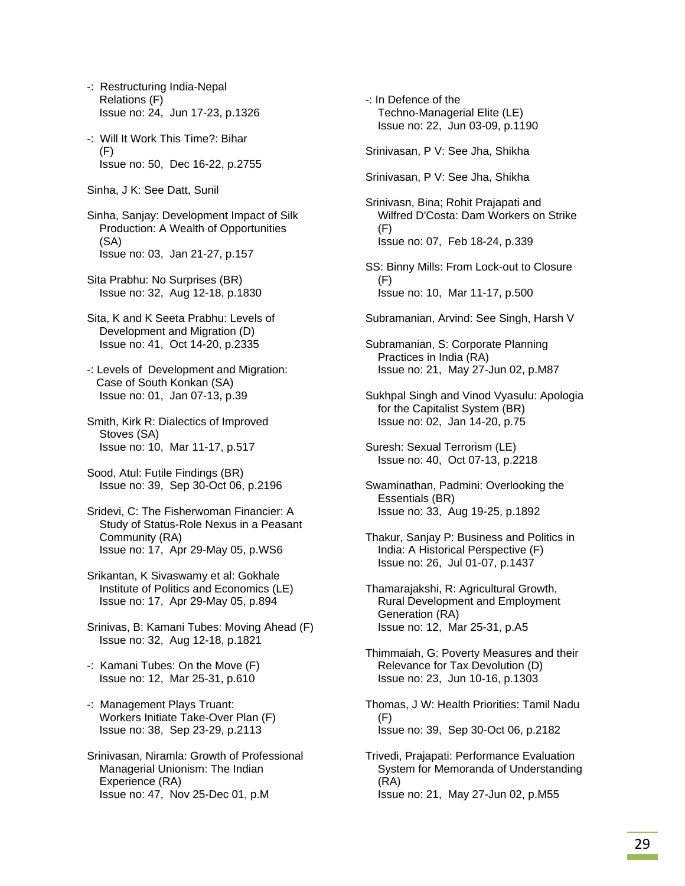-: Restructuring India-Nepal Relations (F)
Issue no: 24, Jun 17-23, p.1326

-: Will It Work This Time?: Bihar (F)
Issue no: 50, Dec 16-22, p.2755

Sinha, J K: See Datt, Sunil

Sinha, Sanjay: Development Impact of Silk Production: A Wealth of Opportunities (SA)
Issue no: 03, Jan 21-27, p.157

Sita Prabhu: No Surprises (BR)
Issue no: 32, Aug 12-18, p.1830

Sita, K and K Seeta Prabhu: Levels of Development and Migration (D)
Issue no: 41, Oct 14-20, p.2335

-: Levels of Development and Migration: Case of South Konkan (SA)
Issue no: 01, Jan 07-13, p.39

Smith, Kirk R: Dialectics of Improved Stoves (SA)
Issue no: 10, Mar 11-17, p.517

Sood, Atul: Futile Findings (BR)
Issue no: 39, Sep 30-Oct 06, p.2196

Sridevi, C: The Fisherwoman Financier: A Study of Status-Role Nexus in a Peasant Community (RA)
Issue no: 17, Apr 29-May 05, p.WS6

Srikantan, K Sivaswamy et al: Gokhale Institute of Politics and Economics (LE)
Issue no: 17, Apr 29-May 05, p.894

Srinivas, B: Kamani Tubes: Moving Ahead (F)
Issue no: 32, Aug 12-18, p.1821

-: Kamani Tubes: On the Move (F)
Issue no: 12, Mar 25-31, p.610

-: Management Plays Truant: Workers Initiate Take-Over Plan (F)
Issue no: 38, Sep 23-29, p.2113

Srinivasan, Niramla: Growth of Professional Managerial Unionism: The Indian Experience (RA)
Issue no: 47, Nov 25-Dec 01, p.M

-: In Defence of the Techno-Managerial Elite (LE)
Issue no: 22, Jun 03-09, p.1190

Srinivasan, P V: See Jha, Shikha

Srinivasan, P V: See Jha, Shikha

Srinivasn, Bina; Rohit Prajapati and Wilfred D'Costa: Dam Workers on Strike (F)
Issue no: 07, Feb 18-24, p.339

SS: Binny Mills: From Lock-out to Closure (F)
Issue no: 10, Mar 11-17, p.500

Subramanian, Arvind: See Singh, Harsh V

Subramanian, S: Corporate Planning Practices in India (RA)
Issue no: 21, May 27-Jun 02, p.M87

Sukhpal Singh and Vinod Vyasulu: Apologia for the Capitalist System (BR)
Issue no: 02, Jan 14-20, p.75

Suresh: Sexual Terrorism (LE)
Issue no: 40, Oct 07-13, p.2218

Swaminathan, Padmini: Overlooking the Essentials (BR)
Issue no: 33, Aug 19-25, p.1892

Thakur, Sanjay P: Business and Politics in India: A Historical Perspective (F)
Issue no: 26, Jul 01-07, p.1437

Thamarajakshi, R: Agricultural Growth, Rural Development and Employment Generation (RA)
Issue no: 12, Mar 25-31, p.A5

Thimmaiah, G: Poverty Measures and their Relevance for Tax Devolution (D)
Issue no: 23, Jun 10-16, p.1303

Thomas, J W: Health Priorities: Tamil Nadu (F)
Issue no: 39, Sep 30-Oct 06, p.2182

Trivedi, Prajapati: Performance Evaluation System for Memoranda of Understanding (RA)
Issue no: 21, May 27-Jun 02, p.M55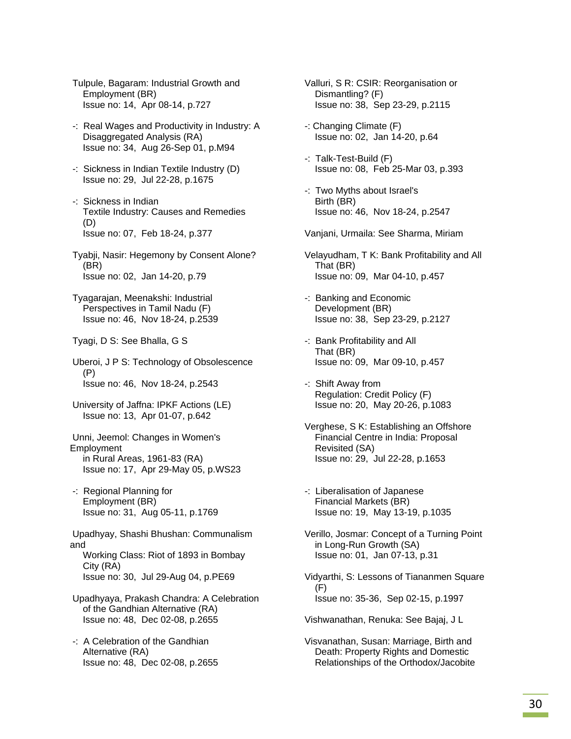Tulpule, Bagaram: Industrial Growth and Employment (BR)
Issue no: 14, Apr 08-14, p.727

-: Real Wages and Productivity in Industry: A Disaggregated Analysis (RA)
Issue no: 34, Aug 26-Sep 01, p.M94

-: Sickness in Indian Textile Industry (D)
Issue no: 29, Jul 22-28, p.1675

-: Sickness in Indian Textile Industry: Causes and Remedies (D)
Issue no: 07, Feb 18-24, p.377

Tyabji, Nasir: Hegemony by Consent Alone? (BR)
Issue no: 02, Jan 14-20, p.79

Tyagarajan, Meenakshi: Industrial Perspectives in Tamil Nadu (F)
Issue no: 46, Nov 18-24, p.2539

Tyagi, D S: See Bhalla, G S

Uberoi, J P S: Technology of Obsolescence (P)
Issue no: 46, Nov 18-24, p.2543

University of Jaffna: IPKF Actions (LE)
Issue no: 13, Apr 01-07, p.642

Unni, Jeemol: Changes in Women's Employment in Rural Areas, 1961-83 (RA)
Issue no: 17, Apr 29-May 05, p.WS23

-: Regional Planning for Employment (BR)
Issue no: 31, Aug 05-11, p.1769

Upadhyay, Shashi Bhushan: Communalism and Working Class: Riot of 1893 in Bombay City (RA)
Issue no: 30, Jul 29-Aug 04, p.PE69

Upadhyaya, Prakash Chandra: A Celebration of the Gandhian Alternative (RA)
Issue no: 48, Dec 02-08, p.2655

-: A Celebration of the Gandhian Alternative (RA)
Issue no: 48, Dec 02-08, p.2655

Valluri, S R: CSIR: Reorganisation or Dismantling? (F)
Issue no: 38, Sep 23-29, p.2115

-: Changing Climate (F)
Issue no: 02, Jan 14-20, p.64

-: Talk-Test-Build (F)
Issue no: 08, Feb 25-Mar 03, p.393

-: Two Myths about Israel's Birth (BR)
Issue no: 46, Nov 18-24, p.2547

Vanjani, Urmaila: See Sharma, Miriam

Velayudham, T K: Bank Profitability and All That (BR)
Issue no: 09, Mar 04-10, p.457

-: Banking and Economic Development (BR)
Issue no: 38, Sep 23-29, p.2127

-: Bank Profitability and All That (BR)
Issue no: 09, Mar 09-10, p.457

-: Shift Away from Regulation: Credit Policy (F)
Issue no: 20, May 20-26, p.1083

Verghese, S K: Establishing an Offshore Financial Centre in India: Proposal Revisited (SA)
Issue no: 29, Jul 22-28, p.1653

-: Liberalisation of Japanese Financial Markets (BR)
Issue no: 19, May 13-19, p.1035

Verillo, Josmar: Concept of a Turning Point in Long-Run Growth (SA)
Issue no: 01, Jan 07-13, p.31

Vidyarthi, S: Lessons of Tiananmen Square (F)
Issue no: 35-36, Sep 02-15, p.1997

Vishwanathan, Renuka: See Bajaj, J L

Visvanathan, Susan: Marriage, Birth and Death: Property Rights and Domestic Relationships of the Orthodox/Jacobite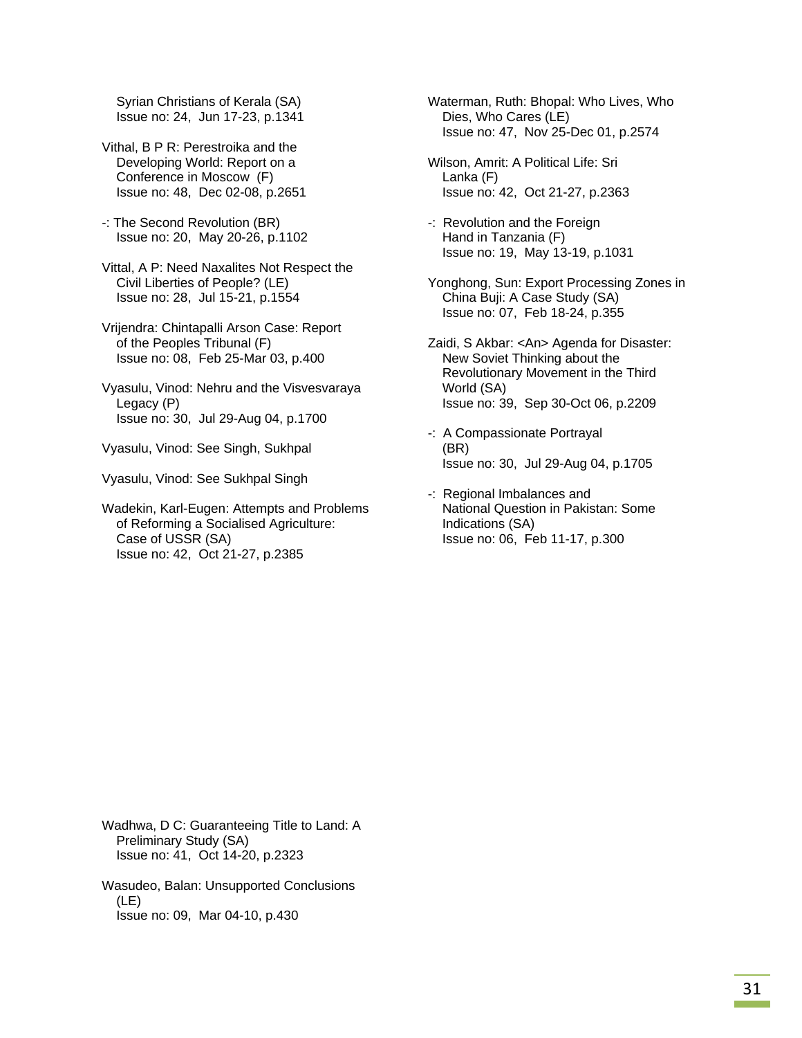Syrian Christians of Kerala (SA)
Issue no: 24, Jun 17-23, p.1341

Vithal, B P R: Perestroika and the Developing World: Report on a Conference in Moscow (F)
Issue no: 48, Dec 02-08, p.2651

-: The Second Revolution (BR)
Issue no: 20, May 20-26, p.1102

Vittal, A P: Need Naxalites Not Respect the Civil Liberties of People? (LE)
Issue no: 28, Jul 15-21, p.1554

Vrijendra: Chintapalli Arson Case: Report of the Peoples Tribunal (F)
Issue no: 08, Feb 25-Mar 03, p.400

Vyasulu, Vinod: Nehru and the Visvesvaraya Legacy (P)
Issue no: 30, Jul 29-Aug 04, p.1700

Vyasulu, Vinod: See Singh, Sukhpal

Vyasulu, Vinod: See Sukhpal Singh

Wadekin, Karl-Eugen: Attempts and Problems of Reforming a Socialised Agriculture: Case of USSR (SA)
Issue no: 42, Oct 21-27, p.2385

Wadhwa, D C: Guaranteeing Title to Land: A Preliminary Study (SA)
Issue no: 41, Oct 14-20, p.2323

Wasudeo, Balan: Unsupported Conclusions (LE)
Issue no: 09, Mar 04-10, p.430

Waterman, Ruth: Bhopal: Who Lives, Who Dies, Who Cares (LE)
Issue no: 47, Nov 25-Dec 01, p.2574

Wilson, Amrit: A Political Life: Sri Lanka (F)
Issue no: 42, Oct 21-27, p.2363

-: Revolution and the Foreign Hand in Tanzania (F)
Issue no: 19, May 13-19, p.1031

Yonghong, Sun: Export Processing Zones in China Buji: A Case Study (SA)
Issue no: 07, Feb 18-24, p.355

Zaidi, S Akbar: <An> Agenda for Disaster: New Soviet Thinking about the Revolutionary Movement in the Third World (SA)
Issue no: 39, Sep 30-Oct 06, p.2209

-: A Compassionate Portrayal (BR)
Issue no: 30, Jul 29-Aug 04, p.1705

-: Regional Imbalances and National Question in Pakistan: Some Indications (SA)
Issue no: 06, Feb 11-17, p.300